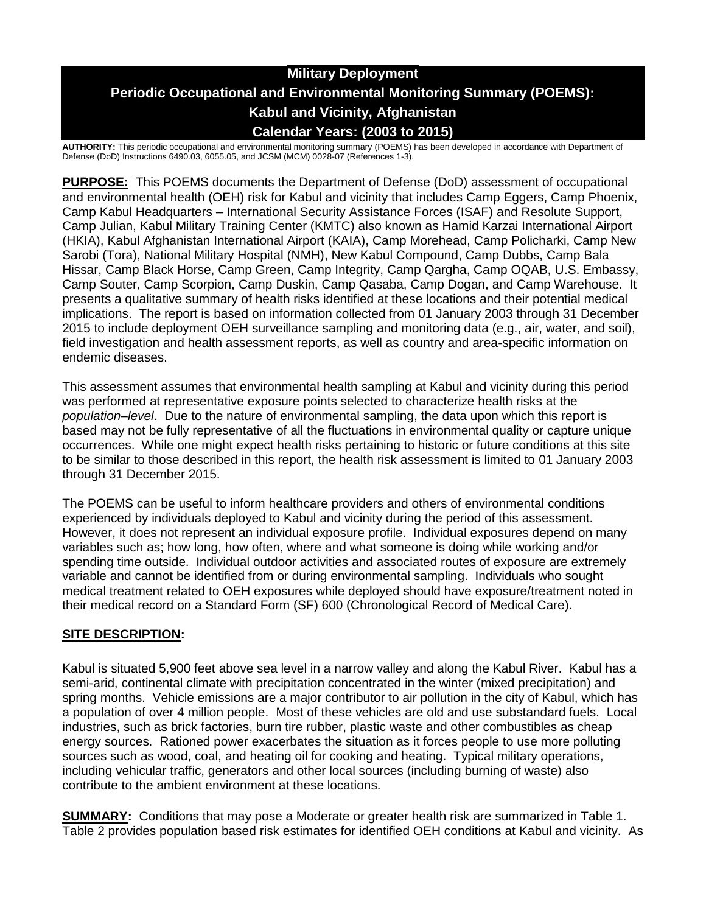# Military Deployment

# Periodic Occupational and Environmental Monitoring Summary (POEMS): Kabul and Vicinity, Afghanistan

# Calendar Years: (2003 to 2015)

**AUTHORITY:** This periodic occupational and environmental monitoring summary (POEMS) has been developed in accordance with Department of Defense (DoD) Instructions 6490.03, 6055.05, and JCSM (MCM) 0028-07 (References 1-3).

**PURPOSE:** This POEMS documents the Department of Defense (DoD) assessment of occupational and environmental health (OEH) risk for Kabul and vicinity that includes Camp Eggers, Camp Phoenix, Camp Kabul Headquarters – International Security Assistance Forces (ISAF) and Resolute Support, Camp Julian, Kabul Military Training Center (KMTC) also known as Hamid Karzai International Airport (HKIA), Kabul Afghanistan International Airport (KAIA), Camp Morehead, Camp Policharki, Camp New Sarobi (Tora), National Military Hospital (NMH), New Kabul Compound, Camp Dubbs, Camp Bala Hissar, Camp Black Horse, Camp Green, Camp Integrity, Camp Qargha, Camp OQAB, U.S. Embassy, Camp Souter, Camp Scorpion, Camp Duskin, Camp Qasaba, Camp Dogan, and Camp Warehouse. It presents a qualitative summary of health risks identified at these locations and their potential medical implications. The report is based on information collected from 01 January 2003 through 31 December 2015 to include deployment OEH surveillance sampling and monitoring data (e.g., air, water, and soil), field investigation and health assessment reports, as well as country and area-specific information on endemic diseases.

This assessment assumes that environmental health sampling at Kabul and vicinity during this period was performed at representative exposure points selected to characterize health risks at the *population–level*. Due to the nature of environmental sampling, the data upon which this report is based may not be fully representative of all the fluctuations in environmental quality or capture unique occurrences. While one might expect health risks pertaining to historic or future conditions at this site to be similar to those described in this report, the health risk assessment is limited to 01 January 2003 through 31 December 2015.

The POEMS can be useful to inform healthcare providers and others of environmental conditions experienced by individuals deployed to Kabul and vicinity during the period of this assessment. However, it does not represent an individual exposure profile. Individual exposures depend on many variables such as; how long, how often, where and what someone is doing while working and/or spending time outside. Individual outdoor activities and associated routes of exposure are extremely variable and cannot be identified from or during environmental sampling. Individuals who sought medical treatment related to OEH exposures while deployed should have exposure/treatment noted in their medical record on a Standard Form (SF) 600 (Chronological Record of Medical Care).

## SITE DESCRIPTION:

Kabul is situated 5,900 feet above sea level in a narrow valley and along the Kabul River. Kabul has a semi-arid, continental climate with precipitation concentrated in the winter (mixed precipitation) and spring months. Vehicle emissions are a major contributor to air pollution in the city of Kabul, which has a population of over 4 million people. Most of these vehicles are old and use substandard fuels. Local industries, such as brick factories, burn tire rubber, plastic waste and other combustibles as cheap energy sources. Rationed power exacerbates the situation as it forces people to use more polluting sources such as wood, coal, and heating oil for cooking and heating. Typical military operations, including vehicular traffic, generators and other local sources (including burning of waste) also contribute to the ambient environment at these locations.

**SUMMARY:** Conditions that may pose a Moderate or greater health risk are summarized in Table 1. Table 2 provides population based risk estimates for identified OEH conditions at Kabul and vicinity. As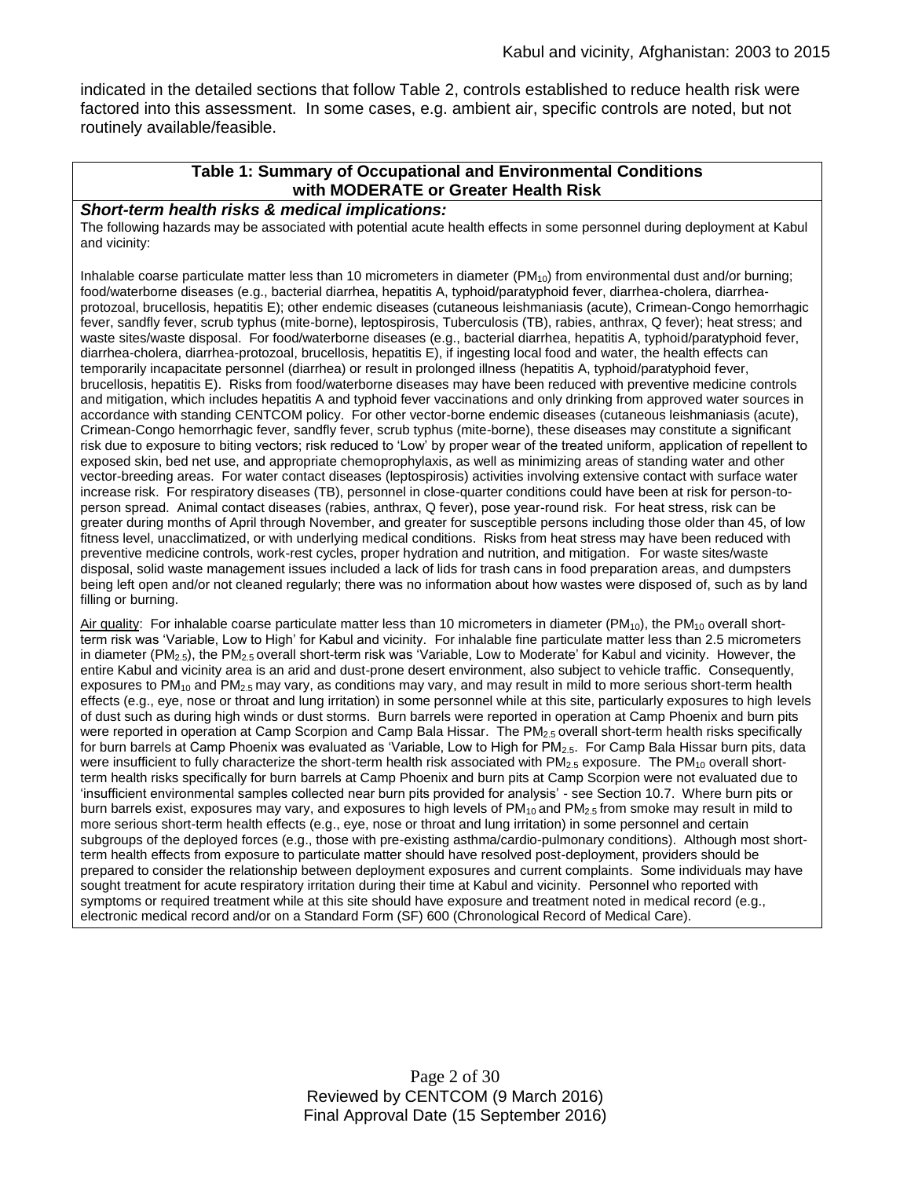indicated in the detailed sections that follow Table 2, controls established to reduce health risk were factored into this assessment. In some cases, e.g. ambient air, specific controls are noted, but not routinely available/feasible.

**Table 1: Summary of Occupational and Environmental Conditions with MODERATE or Greater Health Risk**

***Short-term health risks & medical implications:***

The following hazards may be associated with potential acute health effects in some personnel during deployment at Kabul and vicinity:

Inhalable coarse particulate matter less than 10 micrometers in diameter ($PM_{10}$) from environmental dust and/or burning; food/waterborne diseases (e.g., bacterial diarrhea, hepatitis A, typhoid/paratyphoid fever, diarrhea-cholera, diarrhea-protozoal, brucellosis, hepatitis E); other endemic diseases (cutaneous leishmaniasis (acute), Crimean-Congo hemorrhagic fever, sandfly fever, scrub typhus (mite-borne), leptospirosis, Tuberculosis (TB), rabies, anthrax, Q fever); heat stress; and waste sites/waste disposal. For food/waterborne diseases (e.g., bacterial diarrhea, hepatitis A, typhoid/paratyphoid fever, diarrhea-cholera, diarrhea-protozoal, brucellosis, hepatitis E), if ingesting local food and water, the health effects can temporarily incapacitate personnel (diarrhea) or result in prolonged illness (hepatitis A, typhoid/paratyphoid fever, brucellosis, hepatitis E). Risks from food/waterborne diseases may have been reduced with preventive medicine controls and mitigation, which includes hepatitis A and typhoid fever vaccinations and only drinking from approved water sources in accordance with standing CENTCOM policy. For other vector-borne endemic diseases (cutaneous leishmaniasis (acute), Crimean-Congo hemorrhagic fever, sandfly fever, scrub typhus (mite-borne), these diseases may constitute a significant risk due to exposure to biting vectors; risk reduced to 'Low' by proper wear of the treated uniform, application of repellent to exposed skin, bed net use, and appropriate chemoprophylaxis, as well as minimizing areas of standing water and other vector-breeding areas. For water contact diseases (leptospirosis) activities involving extensive contact with surface water increase risk. For respiratory diseases (TB), personnel in close-quarter conditions could have been at risk for person-to-person spread. Animal contact diseases (rabies, anthrax, Q fever), pose year-round risk. For heat stress, risk can be greater during months of April through November, and greater for susceptible persons including those older than 45, of low fitness level, unacclimatized, or with underlying medical conditions. Risks from heat stress may have been reduced with preventive medicine controls, work-rest cycles, proper hydration and nutrition, and mitigation. For waste sites/waste disposal, solid waste management issues included a lack of lids for trash cans in food preparation areas, and dumpsters being left open and/or not cleaned regularly; there was no information about how wastes were disposed of, such as by land filling or burning.

Air quality: For inhalable coarse particulate matter less than 10 micrometers in diameter ($PM_{10}$), the $PM_{10}$ overall short-term risk was 'Variable, Low to High' for Kabul and vicinity. For inhalable fine particulate matter less than 2.5 micrometers in diameter ($PM_{2.5}$), the $PM_{2.5}$ overall short-term risk was 'Variable, Low to Moderate' for Kabul and vicinity. However, the entire Kabul and vicinity area is an arid and dust-prone desert environment, also subject to vehicle traffic. Consequently, exposures to $PM_{10}$ and $PM_{2.5}$ may vary, as conditions may vary, and may result in mild to more serious short-term health effects (e.g., eye, nose or throat and lung irritation) in some personnel while at this site, particularly exposures to high levels of dust such as during high winds or dust storms. Burn barrels were reported in operation at Camp Phoenix and burn pits were reported in operation at Camp Scorpion and Camp Bala Hissar. The $PM_{2.5}$ overall short-term health risks specifically for burn barrels at Camp Phoenix was evaluated as 'Variable, Low to High for $PM_{2.5}$. For Camp Bala Hissar burn pits, data were insufficient to fully characterize the short-term health risk associated with $PM_{2.5}$ exposure. The $PM_{10}$ overall short-term health risks specifically for burn barrels at Camp Phoenix and burn pits at Camp Scorpion were not evaluated due to 'insufficient environmental samples collected near burn pits provided for analysis' - see Section 10.7. Where burn pits or burn barrels exist, exposures may vary, and exposures to high levels of $PM_{10}$ and $PM_{2.5}$ from smoke may result in mild to more serious short-term health effects (e.g., eye, nose or throat and lung irritation) in some personnel and certain subgroups of the deployed forces (e.g., those with pre-existing asthma/cardio-pulmonary conditions). Although most short-term health effects from exposure to particulate matter should have resolved post-deployment, providers should be prepared to consider the relationship between deployment exposures and current complaints. Some individuals may have sought treatment for acute respiratory irritation during their time at Kabul and vicinity. Personnel who reported with symptoms or required treatment while at this site should have exposure and treatment noted in medical record (e.g., electronic medical record and/or on a Standard Form (SF) 600 (Chronological Record of Medical Care).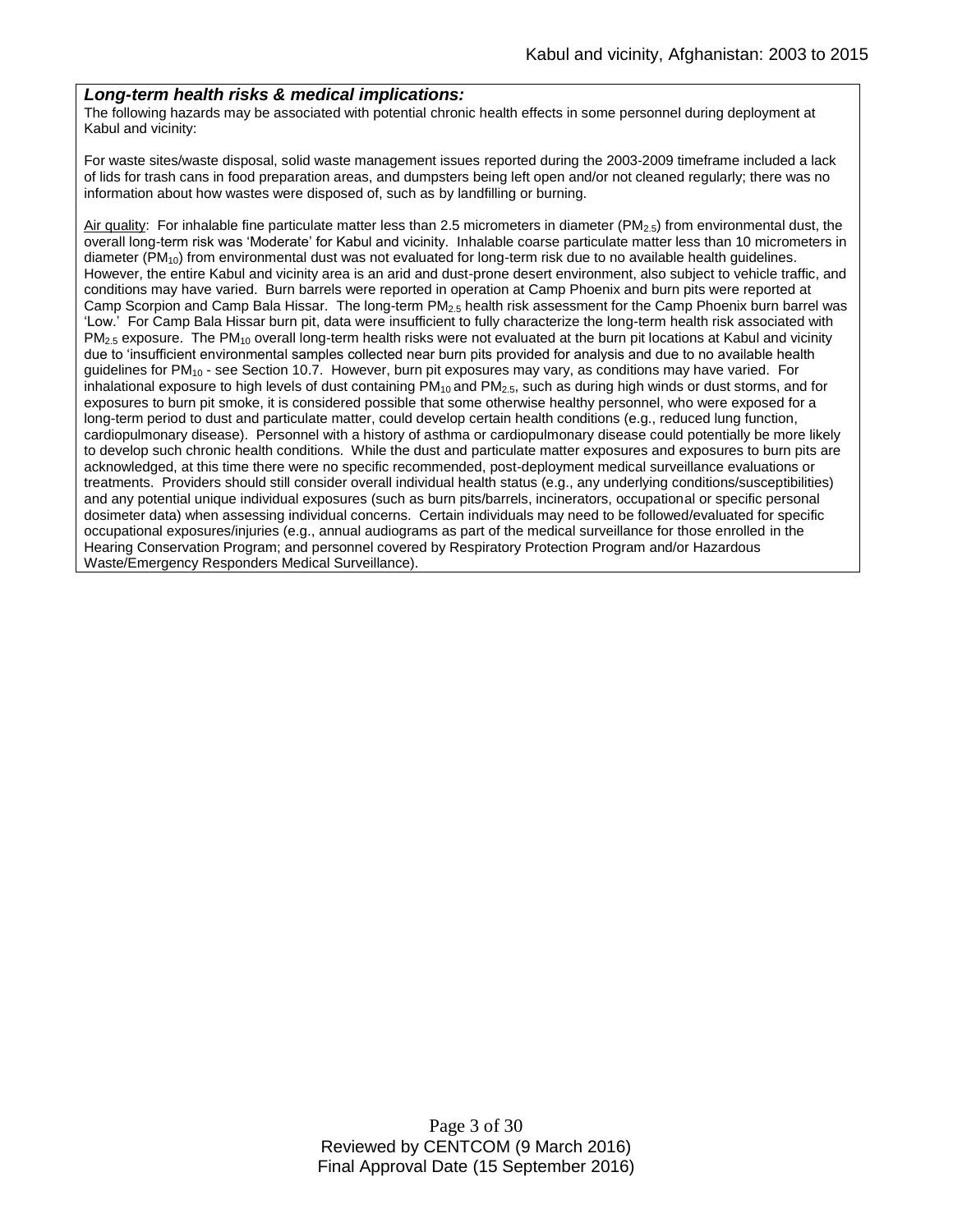***Long-term health risks & medical implications:***

The following hazards may be associated with potential chronic health effects in some personnel during deployment at Kabul and vicinity:

For waste sites/waste disposal, solid waste management issues reported during the 2003-2009 timeframe included a lack of lids for trash cans in food preparation areas, and dumpsters being left open and/or not cleaned regularly; there was no information about how wastes were disposed of, such as by landfilling or burning.

Air quality: For inhalable fine particulate matter less than 2.5 micrometers in diameter ($PM_{2.5}$) from environmental dust, the overall long-term risk was 'Moderate' for Kabul and vicinity. Inhalable coarse particulate matter less than 10 micrometers in diameter ($PM_{10}$) from environmental dust was not evaluated for long-term risk due to no available health guidelines. However, the entire Kabul and vicinity area is an arid and dust-prone desert environment, also subject to vehicle traffic, and conditions may have varied. Burn barrels were reported in operation at Camp Phoenix and burn pits were reported at Camp Scorpion and Camp Bala Hissar. The long-term $PM_{2.5}$ health risk assessment for the Camp Phoenix burn barrel was 'Low.' For Camp Bala Hissar burn pit, data were insufficient to fully characterize the long-term health risk associated with $PM_{2.5}$ exposure. The $PM_{10}$ overall long-term health risks were not evaluated at the burn pit locations at Kabul and vicinity due to 'insufficient environmental samples collected near burn pits provided for analysis and due to no available health guidelines for $PM_{10}$ - see Section 10.7. However, burn pit exposures may vary, as conditions may have varied. For inhalational exposure to high levels of dust containing $PM_{10}$ and $PM_{2.5}$, such as during high winds or dust storms, and for exposures to burn pit smoke, it is considered possible that some otherwise healthy personnel, who were exposed for a long-term period to dust and particulate matter, could develop certain health conditions (e.g., reduced lung function, cardiopulmonary disease). Personnel with a history of asthma or cardiopulmonary disease could potentially be more likely to develop such chronic health conditions. While the dust and particulate matter exposures and exposures to burn pits are acknowledged, at this time there were no specific recommended, post-deployment medical surveillance evaluations or treatments. Providers should still consider overall individual health status (e.g., any underlying conditions/susceptibilities) and any potential unique individual exposures (such as burn pits/barrels, incinerators, occupational or specific personal dosimeter data) when assessing individual concerns. Certain individuals may need to be followed/evaluated for specific occupational exposures/injuries (e.g., annual audiograms as part of the medical surveillance for those enrolled in the Hearing Conservation Program; and personnel covered by Respiratory Protection Program and/or Hazardous Waste/Emergency Responders Medical Surveillance).

Reviewed by CENTCOM (9 March 2016)
Final Approval Date (15 September 2016)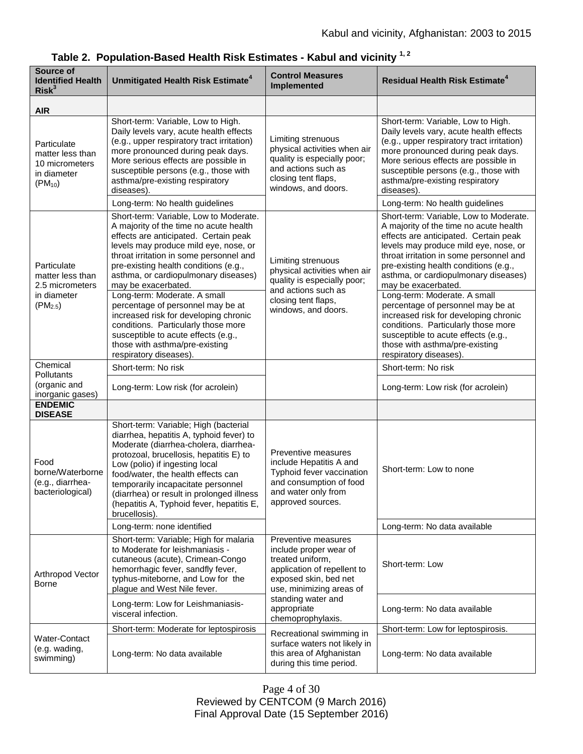**Table 2. Population-Based Health Risk Estimates - Kabul and vicinity [1, 2]**

| Source of Identified Health Risk[3] | Unmitigated Health Risk Estimate[4] | Control Measures Implemented | Residual Health Risk Estimate[4] |
|---|---|---|---|
| **AIR** | | | |
| Particulate matter less than 10 micrometers in diameter ($PM_{10}$) | Short-term: Variable, Low to High. Daily levels vary, acute health effects (e.g., upper respiratory tract irritation) more pronounced during peak days. More serious effects are possible in susceptible persons (e.g., those with asthma/pre-existing respiratory diseases). | Limiting strenuous physical activities when air quality is especially poor; and actions such as closing tent flaps, windows, and doors. | Short-term: Variable, Low to High. Daily levels vary, acute health effects (e.g., upper respiratory tract irritation) more pronounced during peak days. More serious effects are possible in susceptible persons (e.g., those with asthma/pre-existing respiratory diseases). |
| | Long-term: No health guidelines | | Long-term: No health guidelines |
| Particulate matter less than 2.5 micrometers in diameter ($PM_{2.5}$) | Short-term: Variable, Low to Moderate. A majority of the time no acute health effects are anticipated. Certain peak levels may produce mild eye, nose, or throat irritation in some personnel and pre-existing health conditions (e.g., asthma, or cardiopulmonary diseases) may be exacerbated. | Limiting strenuous physical activities when air quality is especially poor; and actions such as closing tent flaps, windows, and doors. | Short-term: Variable, Low to Moderate. A majority of the time no acute health effects are anticipated. Certain peak levels may produce mild eye, nose, or throat irritation in some personnel and pre-existing health conditions (e.g., asthma, or cardiopulmonary diseases) may be exacerbated. |
| | Long-term: Moderate. A small percentage of personnel may be at increased risk for developing chronic conditions. Particularly those more susceptible to acute effects (e.g., those with asthma/pre-existing respiratory diseases). | | Long-term: Moderate. A small percentage of personnel may be at increased risk for developing chronic conditions. Particularly those more susceptible to acute effects (e.g., those with asthma/pre-existing respiratory diseases). |
| Chemical Pollutants (organic and inorganic gases) | Short-term: No risk | | Short-term: No risk |
| | Long-term: Low risk (for acrolein) | | Long-term: Low risk (for acrolein) |
| **ENDEMIC DISEASE** | | | |
| Food borne/Waterborne (e.g., diarrhea-bacteriological) | Short-term: Variable; High (bacterial diarrhea, hepatitis A, typhoid fever) to Moderate (diarrhea-cholera, diarrhea-protozoal, brucellosis, hepatitis E) to Low (polio) if ingesting local food/water, the health effects can temporarily incapacitate personnel (diarrhea) or result in prolonged illness (hepatitis A, Typhoid fever, hepatitis E, brucellosis). | Preventive measures include Hepatitis A and Typhoid fever vaccination and consumption of food and water only from approved sources. | Short-term: Low to none |
| | Long-term: none identified | | Long-term: No data available |
| Arthropod Vector Borne | Short-term: Variable; High for malaria to Moderate for leishmaniasis - cutaneous (acute), Crimean-Congo hemorrhagic fever, sandfly fever, typhus-miteborne, and Low for the plague and West Nile fever. | Preventive measures include proper wear of treated uniform, application of repellent to exposed skin, bed net use, minimizing areas of standing water and appropriate chemoprophylaxis. | Short-term: Low |
| | Long-term: Low for Leishmaniasis-visceral infection. | | Long-term: No data available |
| Water-Contact (e.g. wading, swimming) | Short-term: Moderate for leptospirosis | Recreational swimming in surface waters not likely in this area of Afghanistan during this time period. | Short-term: Low for leptospirosis. |
| | Long-term: No data available | | Long-term: No data available |

Reviewed by CENTCOM (9 March 2016)
Final Approval Date (15 September 2016)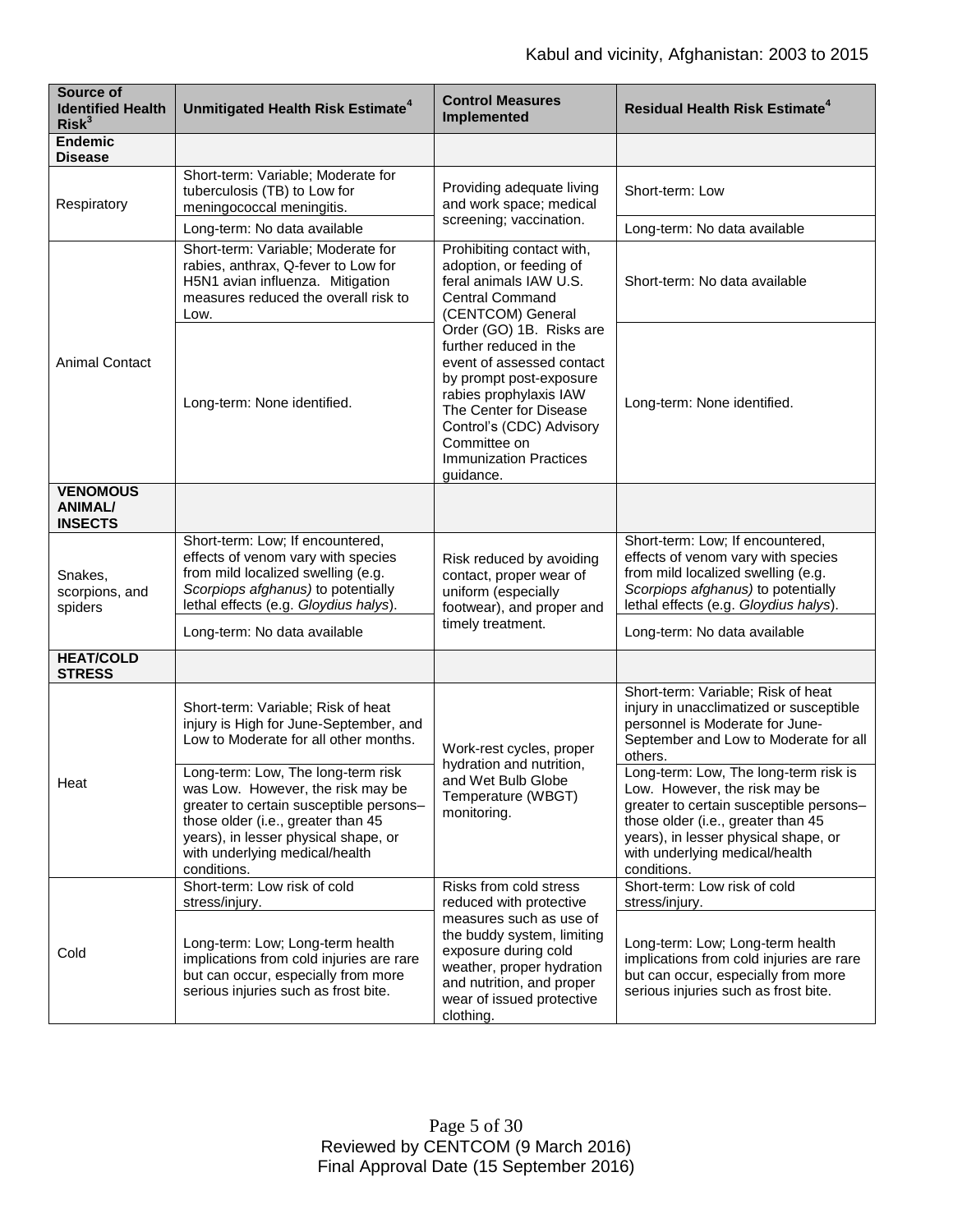| Source of Identified Health Risk[3] | Unmitigated Health Risk Estimate[4] | Control Measures Implemented | Residual Health Risk Estimate[4] |
|---|---|---|---|
| **Endemic Disease** | | | |
| Respiratory | Short-term: Variable; Moderate for tuberculosis (TB) to Low for meningococcal meningitis. | Providing adequate living and work space; medical screening; vaccination. | Short-term: Low |
| | Long-term: No data available | | Long-term: No data available |
| Animal Contact | Short-term: Variable; Moderate for rabies, anthrax, Q-fever to Low for H5N1 avian influenza. Mitigation measures reduced the overall risk to Low. | Prohibiting contact with, adoption, or feeding of feral animals IAW U.S. Central Command (CENTCOM) General Order (GO) 1B. Risks are further reduced in the event of assessed contact by prompt post-exposure rabies prophylaxis IAW The Center for Disease Control's (CDC) Advisory Committee on Immunization Practices guidance. | Short-term: No data available |
| | Long-term: None identified. | | Long-term: None identified. |
| **VENOMOUS ANIMAL/ INSECTS** | | | |
| Snakes, scorpions, and spiders | Short-term: Low; If encountered, effects of venom vary with species from mild localized swelling (e.g. *Scorpiops afghanus)* to potentially lethal effects (e.g. *Gloydius halys*). | Risk reduced by avoiding contact, proper wear of uniform (especially footwear), and proper and timely treatment. | Short-term: Low; If encountered, effects of venom vary with species from mild localized swelling (e.g. *Scorpiops afghanus)* to potentially lethal effects (e.g. *Gloydius halys*). |
| | Long-term: No data available | | Long-term: No data available |
| **HEAT/COLD STRESS** | | | |
| Heat | Short-term: Variable; Risk of heat injury is High for June-September, and Low to Moderate for all other months. | Work-rest cycles, proper hydration and nutrition, and Wet Bulb Globe Temperature (WBGT) monitoring. | Short-term: Variable; Risk of heat injury in unacclimatized or susceptible personnel is Moderate for June-September and Low to Moderate for all others. |
| | Long-term: Low, The long-term risk was Low. However, the risk may be greater to certain susceptible persons–those older (i.e., greater than 45 years), in lesser physical shape, or with underlying medical/health conditions. | | Long-term: Low, The long-term risk is Low. However, the risk may be greater to certain susceptible persons–those older (i.e., greater than 45 years), in lesser physical shape, or with underlying medical/health conditions. |
| Cold | Short-term: Low risk of cold stress/injury. | Risks from cold stress reduced with protective measures such as use of the buddy system, limiting exposure during cold weather, proper hydration and nutrition, and proper wear of issued protective clothing. | Short-term: Low risk of cold stress/injury. |
| | Long-term: Low; Long-term health implications from cold injuries are rare but can occur, especially from more serious injuries such as frost bite. | | Long-term: Low; Long-term health implications from cold injuries are rare but can occur, especially from more serious injuries such as frost bite. |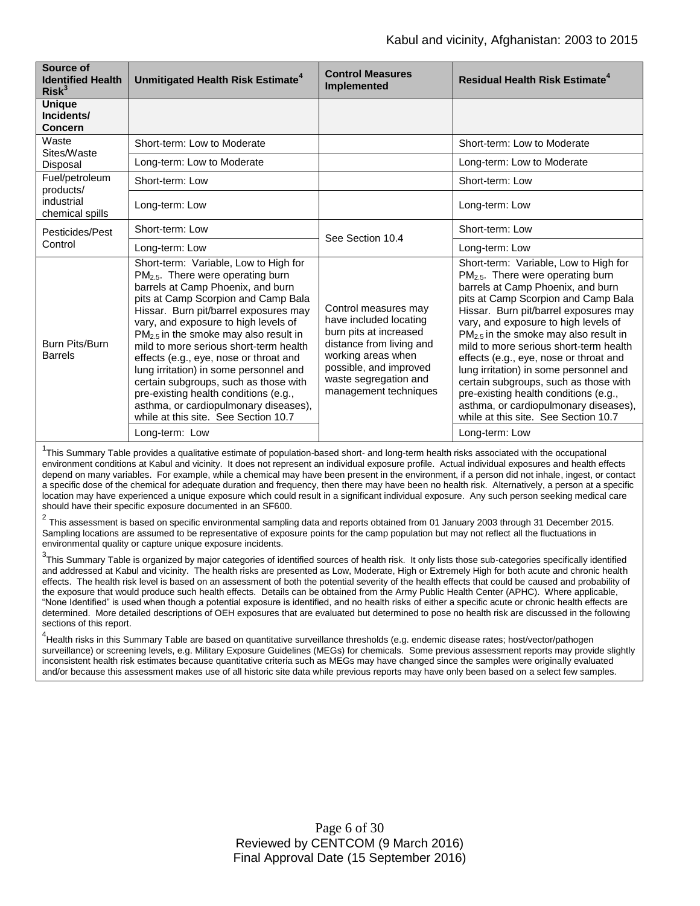| Source of Identified Health Risk[3] | Unmitigated Health Risk Estimate[4] | Control Measures Implemented | Residual Health Risk Estimate[4] |
|---|---|---|---|
| **Unique Incidents/ Concern** | | | |
| Waste Sites/Waste Disposal | Short-term: Low to Moderate | | Short-term: Low to Moderate |
| | Long-term: Low to Moderate | | Long-term: Low to Moderate |
| Fuel/petroleum products/ industrial chemical spills | Short-term: Low | | Short-term: Low |
| | Long-term: Low | | Long-term: Low |
| Pesticides/Pest Control | Short-term: Low | See Section 10.4 | Short-term: Low |
| | Long-term: Low | | Long-term: Low |
| Burn Pits/Burn Barrels | Short-term: Variable, Low to High for $PM_{2.5}$. There were operating burn barrels at Camp Phoenix, and burn pits at Camp Scorpion and Camp Bala Hissar. Burn pit/barrel exposures may vary, and exposure to high levels of $PM_{2.5}$ in the smoke may also result in mild to more serious short-term health effects (e.g., eye, nose or throat and lung irritation) in some personnel and certain subgroups, such as those with pre-existing health conditions (e.g., asthma, or cardiopulmonary diseases), while at this site. See Section 10.7 | Control measures may have included locating burn pits at increased distance from living and working areas when possible, and improved waste segregation and management techniques | Short-term: Variable, Low to High for $PM_{2.5}$. There were operating burn barrels at Camp Phoenix, and burn pits at Camp Scorpion and Camp Bala Hissar. Burn pit/barrel exposures may vary, and exposure to high levels of $PM_{2.5}$ in the smoke may also result in mild to more serious short-term health effects (e.g., eye, nose or throat and lung irritation) in some personnel and certain subgroups, such as those with pre-existing health conditions (e.g., asthma, or cardiopulmonary diseases), while at this site. See Section 10.7 |
| | Long-term: Low | | Long-term: Low |

[1]This Summary Table provides a qualitative estimate of population-based short- and long-term health risks associated with the occupational environment conditions at Kabul and vicinity. It does not represent an individual exposure profile. Actual individual exposures and health effects depend on many variables. For example, while a chemical may have been present in the environment, if a person did not inhale, ingest, or contact a specific dose of the chemical for adequate duration and frequency, then there may have been no health risk. Alternatively, a person at a specific location may have experienced a unique exposure which could result in a significant individual exposure. Any such person seeking medical care should have their specific exposure documented in an SF600.

[2] This assessment is based on specific environmental sampling data and reports obtained from 01 January 2003 through 31 December 2015. Sampling locations are assumed to be representative of exposure points for the camp population but may not reflect all the fluctuations in environmental quality or capture unique exposure incidents.

[3]This Summary Table is organized by major categories of identified sources of health risk. It only lists those sub-categories specifically identified and addressed at Kabul and vicinity. The health risks are presented as Low, Moderate, High or Extremely High for both acute and chronic health effects. The health risk level is based on an assessment of both the potential severity of the health effects that could be caused and probability of the exposure that would produce such health effects. Details can be obtained from the Army Public Health Center (APHC). Where applicable, "None Identified" is used when though a potential exposure is identified, and no health risks of either a specific acute or chronic health effects are determined. More detailed descriptions of OEH exposures that are evaluated but determined to pose no health risk are discussed in the following sections of this report.

[4]Health risks in this Summary Table are based on quantitative surveillance thresholds (e.g. endemic disease rates; host/vector/pathogen surveillance) or screening levels, e.g. Military Exposure Guidelines (MEGs) for chemicals. Some previous assessment reports may provide slightly inconsistent health risk estimates because quantitative criteria such as MEGs may have changed since the samples were originally evaluated and/or because this assessment makes use of all historic site data while previous reports may have only been based on a select few samples.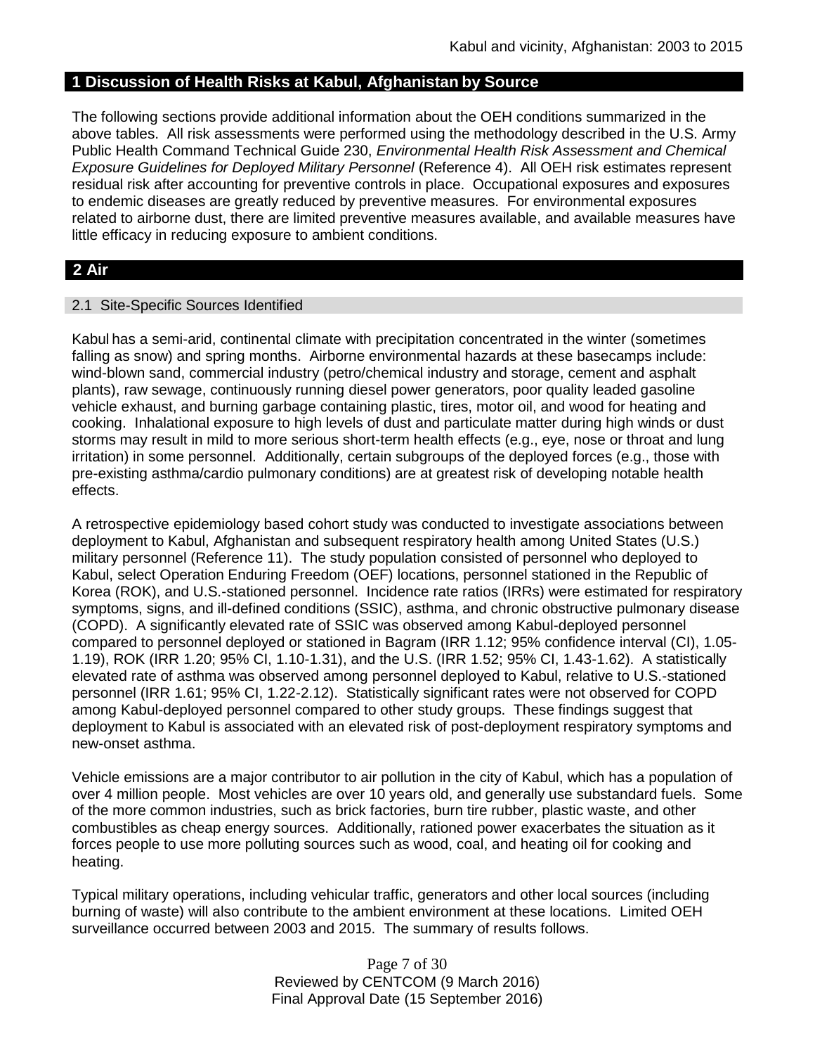## 1 Discussion of Health Risks at Kabul, Afghanistan by Source

The following sections provide additional information about the OEH conditions summarized in the above tables. All risk assessments were performed using the methodology described in the U.S. Army Public Health Command Technical Guide 230, *Environmental Health Risk Assessment and Chemical Exposure Guidelines for Deployed Military Personnel* (Reference 4). All OEH risk estimates represent residual risk after accounting for preventive controls in place. Occupational exposures and exposures to endemic diseases are greatly reduced by preventive measures. For environmental exposures related to airborne dust, there are limited preventive measures available, and available measures have little efficacy in reducing exposure to ambient conditions.

## 2 Air

### 2.1 Site-Specific Sources Identified

Kabul has a semi-arid, continental climate with precipitation concentrated in the winter (sometimes falling as snow) and spring months. Airborne environmental hazards at these basecamps include: wind-blown sand, commercial industry (petro/chemical industry and storage, cement and asphalt plants), raw sewage, continuously running diesel power generators, poor quality leaded gasoline vehicle exhaust, and burning garbage containing plastic, tires, motor oil, and wood for heating and cooking. Inhalational exposure to high levels of dust and particulate matter during high winds or dust storms may result in mild to more serious short-term health effects (e.g., eye, nose or throat and lung irritation) in some personnel. Additionally, certain subgroups of the deployed forces (e.g., those with pre-existing asthma/cardio pulmonary conditions) are at greatest risk of developing notable health effects.

A retrospective epidemiology based cohort study was conducted to investigate associations between deployment to Kabul, Afghanistan and subsequent respiratory health among United States (U.S.) military personnel (Reference 11). The study population consisted of personnel who deployed to Kabul, select Operation Enduring Freedom (OEF) locations, personnel stationed in the Republic of Korea (ROK), and U.S.-stationed personnel. Incidence rate ratios (IRRs) were estimated for respiratory symptoms, signs, and ill-defined conditions (SSIC), asthma, and chronic obstructive pulmonary disease (COPD). A significantly elevated rate of SSIC was observed among Kabul-deployed personnel compared to personnel deployed or stationed in Bagram (IRR 1.12; 95% confidence interval (CI), 1.05-1.19), ROK (IRR 1.20; 95% CI, 1.10-1.31), and the U.S. (IRR 1.52; 95% CI, 1.43-1.62). A statistically elevated rate of asthma was observed among personnel deployed to Kabul, relative to U.S.-stationed personnel (IRR 1.61; 95% CI, 1.22-2.12). Statistically significant rates were not observed for COPD among Kabul-deployed personnel compared to other study groups. These findings suggest that deployment to Kabul is associated with an elevated risk of post-deployment respiratory symptoms and new-onset asthma.

Vehicle emissions are a major contributor to air pollution in the city of Kabul, which has a population of over 4 million people. Most vehicles are over 10 years old, and generally use substandard fuels. Some of the more common industries, such as brick factories, burn tire rubber, plastic waste, and other combustibles as cheap energy sources. Additionally, rationed power exacerbates the situation as it forces people to use more polluting sources such as wood, coal, and heating oil for cooking and heating.

Typical military operations, including vehicular traffic, generators and other local sources (including burning of waste) will also contribute to the ambient environment at these locations. Limited OEH surveillance occurred between 2003 and 2015. The summary of results follows.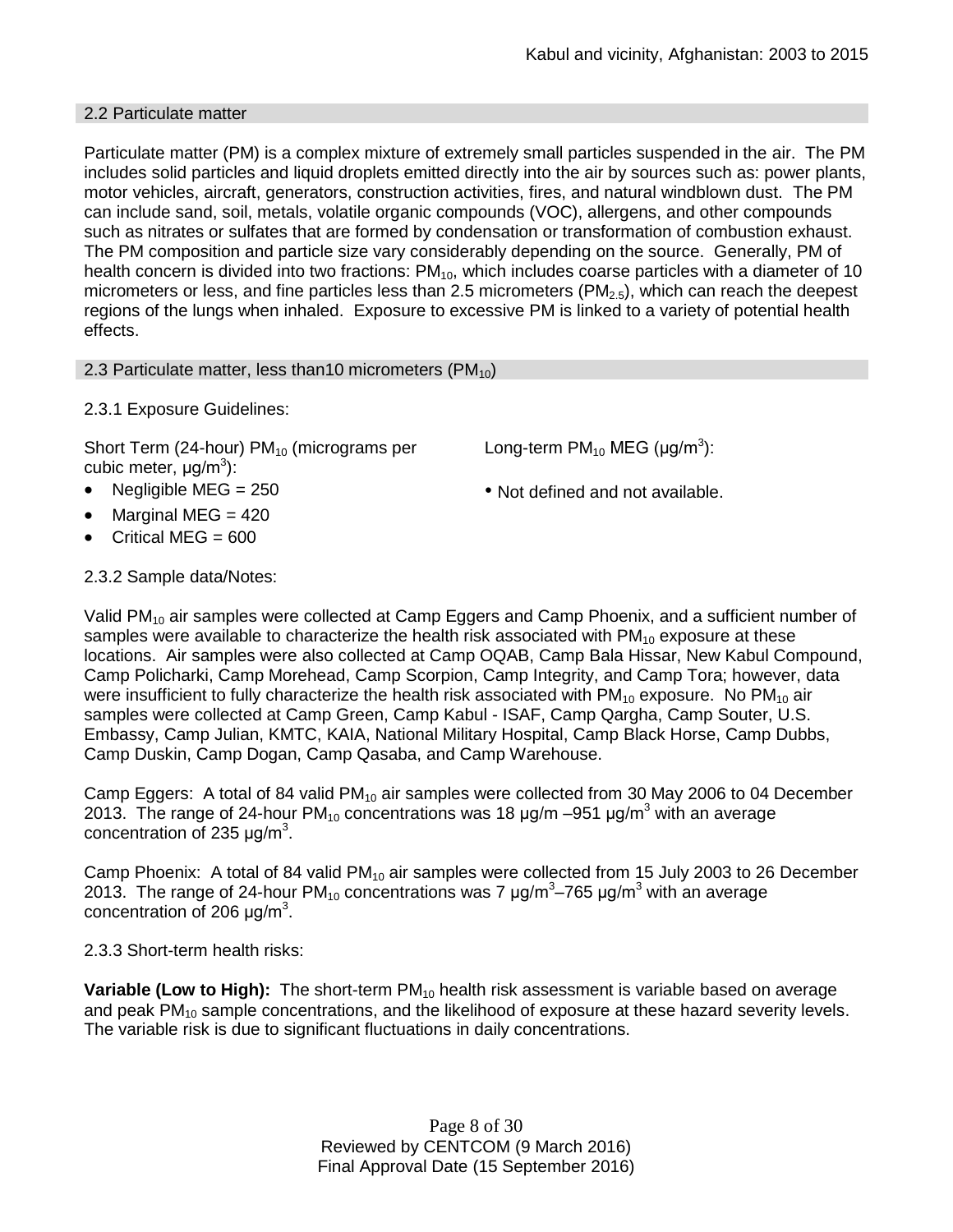## 2.2 Particulate matter

Particulate matter (PM) is a complex mixture of extremely small particles suspended in the air. The PM includes solid particles and liquid droplets emitted directly into the air by sources such as: power plants, motor vehicles, aircraft, generators, construction activities, fires, and natural windblown dust. The PM can include sand, soil, metals, volatile organic compounds (VOC), allergens, and other compounds such as nitrates or sulfates that are formed by condensation or transformation of combustion exhaust. The PM composition and particle size vary considerably depending on the source. Generally, PM of health concern is divided into two fractions: $PM_{10}$, which includes coarse particles with a diameter of 10 micrometers or less, and fine particles less than 2.5 micrometers ($PM_{2.5}$), which can reach the deepest regions of the lungs when inhaled. Exposure to excessive PM is linked to a variety of potential health effects.

## 2.3 Particulate matter, less than10 micrometers ($PM_{10}$)

2.3.1 Exposure Guidelines:

Short Term (24-hour) $PM_{10}$ (micrograms per cubic meter, $\mu g/m^3$):

- Negligible MEG = 250
- Marginal MEG = 420
- Critical MEG = 600

Long-term $PM_{10}$ MEG ($\mu g/m^3$):

- Not defined and not available.

2.3.2 Sample data/Notes:

Valid $PM_{10}$ air samples were collected at Camp Eggers and Camp Phoenix, and a sufficient number of samples were available to characterize the health risk associated with $PM_{10}$ exposure at these locations. Air samples were also collected at Camp OQAB, Camp Bala Hissar, New Kabul Compound, Camp Policharki, Camp Morehead, Camp Scorpion, Camp Integrity, and Camp Tora; however, data were insufficient to fully characterize the health risk associated with $PM_{10}$ exposure. No $PM_{10}$ air samples were collected at Camp Green, Camp Kabul - ISAF, Camp Qargha, Camp Souter, U.S. Embassy, Camp Julian, KMTC, KAIA, National Military Hospital, Camp Black Horse, Camp Dubbs, Camp Duskin, Camp Dogan, Camp Qasaba, and Camp Warehouse.

Camp Eggers: A total of 84 valid $PM_{10}$ air samples were collected from 30 May 2006 to 04 December 2013. The range of 24-hour $PM_{10}$ concentrations was 18 μg/m –951 $\mu g/m^3$ with an average concentration of 235 $\mu g/m^3$.

Camp Phoenix: A total of 84 valid $PM_{10}$ air samples were collected from 15 July 2003 to 26 December 2013. The range of 24-hour $PM_{10}$ concentrations was 7 $\mu g/m^3$–765 $\mu g/m^3$ with an average concentration of 206 $\mu g/m^3$.

2.3.3 Short-term health risks:

**Variable (Low to High):** The short-term $PM_{10}$ health risk assessment is variable based on average and peak $PM_{10}$ sample concentrations, and the likelihood of exposure at these hazard severity levels. The variable risk is due to significant fluctuations in daily concentrations.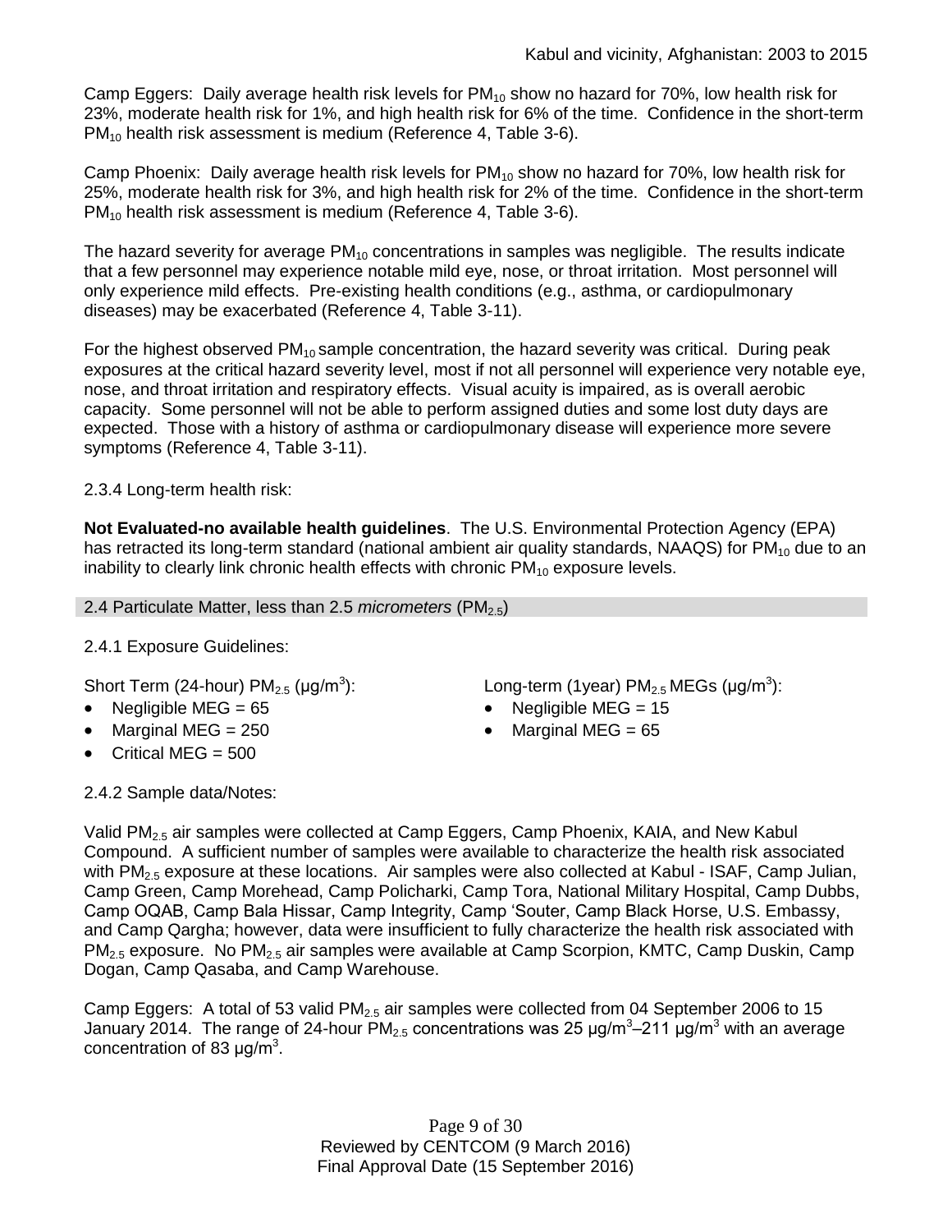Camp Eggers: Daily average health risk levels for $PM_{10}$ show no hazard for 70%, low health risk for 23%, moderate health risk for 1%, and high health risk for 6% of the time. Confidence in the short-term $PM_{10}$ health risk assessment is medium (Reference 4, Table 3-6).

Camp Phoenix: Daily average health risk levels for $PM_{10}$ show no hazard for 70%, low health risk for 25%, moderate health risk for 3%, and high health risk for 2% of the time. Confidence in the short-term $PM_{10}$ health risk assessment is medium (Reference 4, Table 3-6).

The hazard severity for average $PM_{10}$ concentrations in samples was negligible. The results indicate that a few personnel may experience notable mild eye, nose, or throat irritation. Most personnel will only experience mild effects. Pre-existing health conditions (e.g., asthma, or cardiopulmonary diseases) may be exacerbated (Reference 4, Table 3-11).

For the highest observed $PM_{10}$ sample concentration, the hazard severity was critical. During peak exposures at the critical hazard severity level, most if not all personnel will experience very notable eye, nose, and throat irritation and respiratory effects. Visual acuity is impaired, as is overall aerobic capacity. Some personnel will not be able to perform assigned duties and some lost duty days are expected. Those with a history of asthma or cardiopulmonary disease will experience more severe symptoms (Reference 4, Table 3-11).

2.3.4 Long-term health risk:

**Not Evaluated-no available health guidelines**. The U.S. Environmental Protection Agency (EPA) has retracted its long-term standard (national ambient air quality standards, NAAQS) for $PM_{10}$ due to an inability to clearly link chronic health effects with chronic $PM_{10}$ exposure levels.

## 2.4 Particulate Matter, less than 2.5 *micrometers* ($PM_{2.5}$)

2.4.1 Exposure Guidelines:

Short Term (24-hour) $PM_{2.5}$ (μg/m$^3$):

- Negligible MEG = 65
- Marginal MEG = 250
- Critical MEG = 500

Long-term (1year) $PM_{2.5}$ MEGs (μg/m$^3$):

- Negligible MEG = 15
- Marginal MEG = 65

2.4.2 Sample data/Notes:

Valid $PM_{2.5}$ air samples were collected at Camp Eggers, Camp Phoenix, KAIA, and New Kabul Compound. A sufficient number of samples were available to characterize the health risk associated with $PM_{2.5}$ exposure at these locations. Air samples were also collected at Kabul - ISAF, Camp Julian, Camp Green, Camp Morehead, Camp Policharki, Camp Tora, National Military Hospital, Camp Dubbs, Camp OQAB, Camp Bala Hissar, Camp Integrity, Camp 'Souter, Camp Black Horse, U.S. Embassy, and Camp Qargha; however, data were insufficient to fully characterize the health risk associated with $PM_{2.5}$ exposure. No $PM_{2.5}$ air samples were available at Camp Scorpion, KMTC, Camp Duskin, Camp Dogan, Camp Qasaba, and Camp Warehouse.

Camp Eggers: A total of 53 valid $PM_{2.5}$ air samples were collected from 04 September 2006 to 15 January 2014. The range of 24-hour $PM_{2.5}$ concentrations was 25 μg/m$^3$–211 μg/m$^3$ with an average concentration of 83 μg/m$^3$.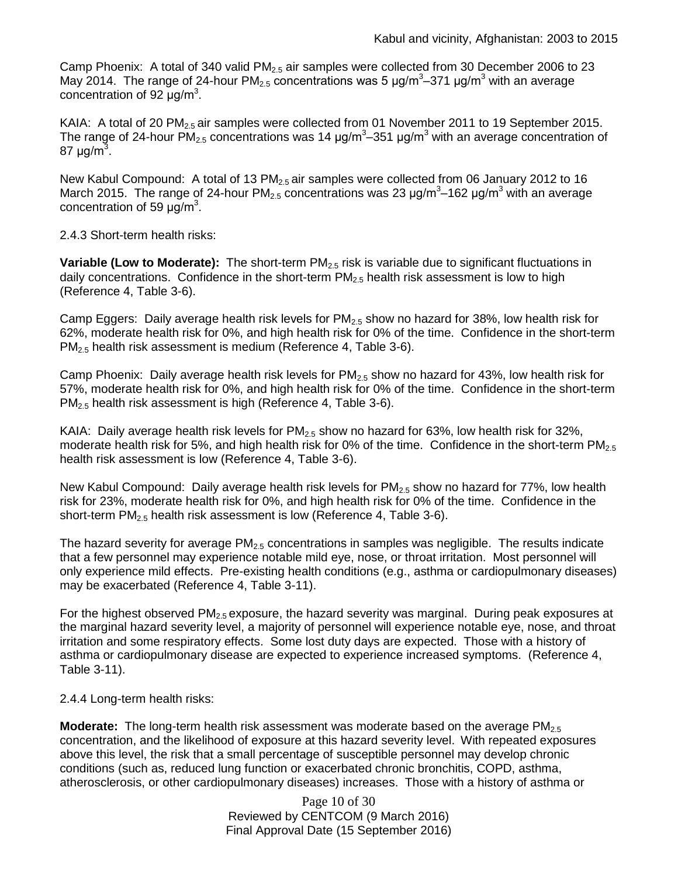Camp Phoenix: A total of 340 valid $PM_{2.5}$ air samples were collected from 30 December 2006 to 23 May 2014. The range of 24-hour $PM_{2.5}$ concentrations was 5 $\mu g/m^3$–371 $\mu g/m^3$ with an average concentration of 92 $\mu g/m^3$.

KAIA: A total of 20 $PM_{2.5}$ air samples were collected from 01 November 2011 to 19 September 2015. The range of 24-hour $PM_{2.5}$ concentrations was 14 $\mu g/m^3$–351 $\mu g/m^3$ with an average concentration of 87 $\mu g/m^3$.

New Kabul Compound: A total of 13 $PM_{2.5}$ air samples were collected from 06 January 2012 to 16 March 2015. The range of 24-hour $PM_{2.5}$ concentrations was 23 $\mu g/m^3$–162 $\mu g/m^3$ with an average concentration of 59 $\mu g/m^3$.

2.4.3 Short-term health risks:

**Variable (Low to Moderate):** The short-term $PM_{2.5}$ risk is variable due to significant fluctuations in daily concentrations. Confidence in the short-term $PM_{2.5}$ health risk assessment is low to high (Reference 4, Table 3-6).

Camp Eggers: Daily average health risk levels for $PM_{2.5}$ show no hazard for 38%, low health risk for 62%, moderate health risk for 0%, and high health risk for 0% of the time. Confidence in the short-term $PM_{2.5}$ health risk assessment is medium (Reference 4, Table 3-6).

Camp Phoenix: Daily average health risk levels for $PM_{2.5}$ show no hazard for 43%, low health risk for 57%, moderate health risk for 0%, and high health risk for 0% of the time. Confidence in the short-term $PM_{2.5}$ health risk assessment is high (Reference 4, Table 3-6).

KAIA: Daily average health risk levels for $PM_{2.5}$ show no hazard for 63%, low health risk for 32%, moderate health risk for 5%, and high health risk for 0% of the time. Confidence in the short-term $PM_{2.5}$ health risk assessment is low (Reference 4, Table 3-6).

New Kabul Compound: Daily average health risk levels for $PM_{2.5}$ show no hazard for 77%, low health risk for 23%, moderate health risk for 0%, and high health risk for 0% of the time. Confidence in the short-term $PM_{2.5}$ health risk assessment is low (Reference 4, Table 3-6).

The hazard severity for average $PM_{2.5}$ concentrations in samples was negligible. The results indicate that a few personnel may experience notable mild eye, nose, or throat irritation. Most personnel will only experience mild effects. Pre-existing health conditions (e.g., asthma or cardiopulmonary diseases) may be exacerbated (Reference 4, Table 3-11).

For the highest observed $PM_{2.5}$ exposure, the hazard severity was marginal. During peak exposures at the marginal hazard severity level, a majority of personnel will experience notable eye, nose, and throat irritation and some respiratory effects. Some lost duty days are expected. Those with a history of asthma or cardiopulmonary disease are expected to experience increased symptoms. (Reference 4, Table 3-11).

2.4.4 Long-term health risks:

**Moderate:** The long-term health risk assessment was moderate based on the average $PM_{2.5}$ concentration, and the likelihood of exposure at this hazard severity level. With repeated exposures above this level, the risk that a small percentage of susceptible personnel may develop chronic conditions (such as, reduced lung function or exacerbated chronic bronchitis, COPD, asthma, atherosclerosis, or other cardiopulmonary diseases) increases. Those with a history of asthma or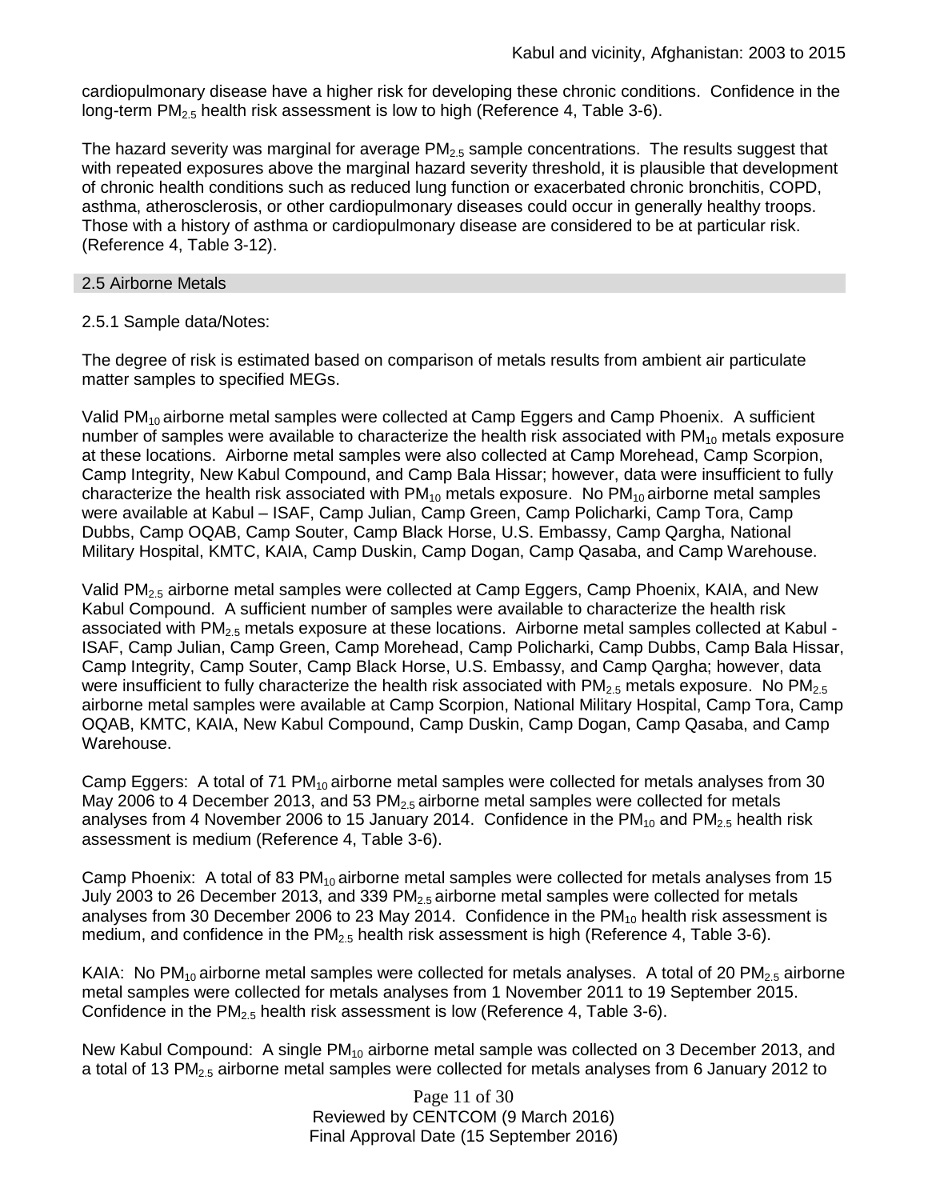cardiopulmonary disease have a higher risk for developing these chronic conditions. Confidence in the long-term $PM_{2.5}$ health risk assessment is low to high (Reference 4, Table 3-6).

The hazard severity was marginal for average $PM_{2.5}$ sample concentrations. The results suggest that with repeated exposures above the marginal hazard severity threshold, it is plausible that development of chronic health conditions such as reduced lung function or exacerbated chronic bronchitis, COPD, asthma, atherosclerosis, or other cardiopulmonary diseases could occur in generally healthy troops. Those with a history of asthma or cardiopulmonary disease are considered to be at particular risk. (Reference 4, Table 3-12).

## 2.5 Airborne Metals

2.5.1 Sample data/Notes:

The degree of risk is estimated based on comparison of metals results from ambient air particulate matter samples to specified MEGs.

Valid $PM_{10}$ airborne metal samples were collected at Camp Eggers and Camp Phoenix. A sufficient number of samples were available to characterize the health risk associated with $PM_{10}$ metals exposure at these locations. Airborne metal samples were also collected at Camp Morehead, Camp Scorpion, Camp Integrity, New Kabul Compound, and Camp Bala Hissar; however, data were insufficient to fully characterize the health risk associated with $PM_{10}$ metals exposure. No $PM_{10}$ airborne metal samples were available at Kabul – ISAF, Camp Julian, Camp Green, Camp Policharki, Camp Tora, Camp Dubbs, Camp OQAB, Camp Souter, Camp Black Horse, U.S. Embassy, Camp Qargha, National Military Hospital, KMTC, KAIA, Camp Duskin, Camp Dogan, Camp Qasaba, and Camp Warehouse.

Valid $PM_{2.5}$ airborne metal samples were collected at Camp Eggers, Camp Phoenix, KAIA, and New Kabul Compound. A sufficient number of samples were available to characterize the health risk associated with $PM_{2.5}$ metals exposure at these locations. Airborne metal samples collected at Kabul - ISAF, Camp Julian, Camp Green, Camp Morehead, Camp Policharki, Camp Dubbs, Camp Bala Hissar, Camp Integrity, Camp Souter, Camp Black Horse, U.S. Embassy, and Camp Qargha; however, data were insufficient to fully characterize the health risk associated with $PM_{2.5}$ metals exposure. No $PM_{2.5}$ airborne metal samples were available at Camp Scorpion, National Military Hospital, Camp Tora, Camp OQAB, KMTC, KAIA, New Kabul Compound, Camp Duskin, Camp Dogan, Camp Qasaba, and Camp Warehouse.

Camp Eggers: A total of 71 $PM_{10}$ airborne metal samples were collected for metals analyses from 30 May 2006 to 4 December 2013, and 53 $PM_{2.5}$ airborne metal samples were collected for metals analyses from 4 November 2006 to 15 January 2014. Confidence in the $PM_{10}$ and $PM_{2.5}$ health risk assessment is medium (Reference 4, Table 3-6).

Camp Phoenix: A total of 83 $PM_{10}$ airborne metal samples were collected for metals analyses from 15 July 2003 to 26 December 2013, and 339 $PM_{2.5}$ airborne metal samples were collected for metals analyses from 30 December 2006 to 23 May 2014. Confidence in the $PM_{10}$ health risk assessment is medium, and confidence in the $PM_{2.5}$ health risk assessment is high (Reference 4, Table 3-6).

KAIA: No $PM_{10}$ airborne metal samples were collected for metals analyses. A total of 20 $PM_{2.5}$ airborne metal samples were collected for metals analyses from 1 November 2011 to 19 September 2015. Confidence in the $PM_{2.5}$ health risk assessment is low (Reference 4, Table 3-6).

New Kabul Compound: A single $PM_{10}$ airborne metal sample was collected on 3 December 2013, and a total of 13 $PM_{2.5}$ airborne metal samples were collected for metals analyses from 6 January 2012 to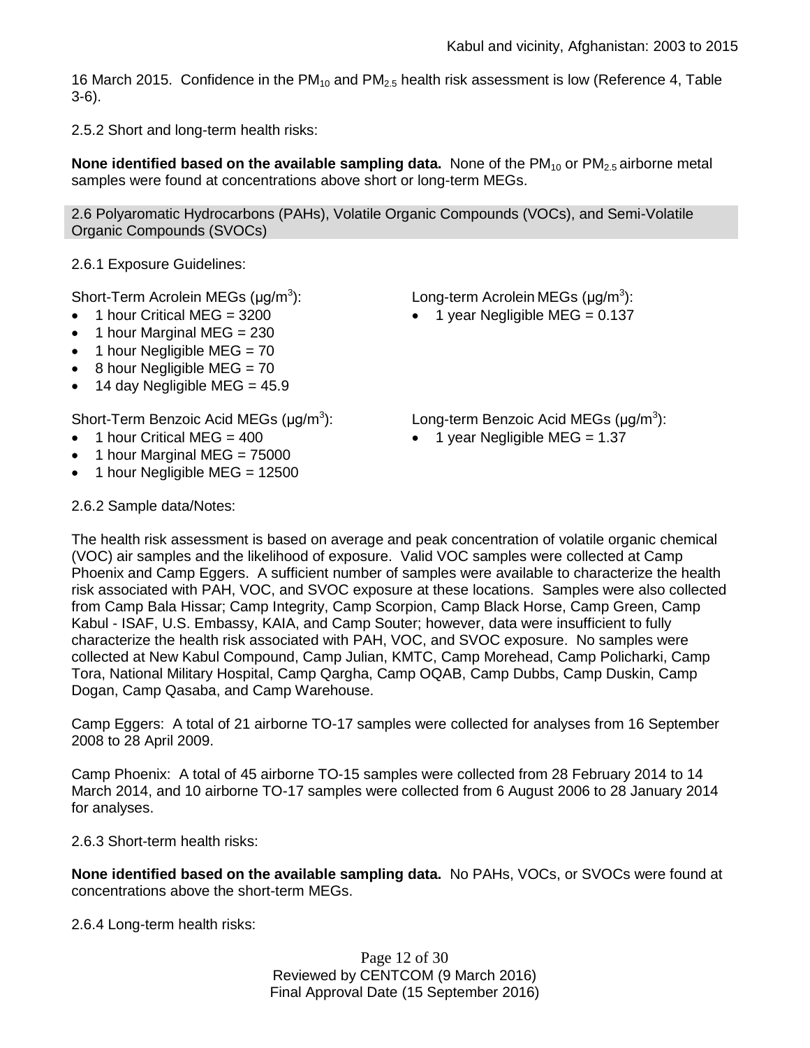16 March 2015. Confidence in the $PM_{10}$ and $PM_{2.5}$ health risk assessment is low (Reference 4, Table 3-6).

2.5.2 Short and long-term health risks:

**None identified based on the available sampling data.** None of the $PM_{10}$ or $PM_{2.5}$ airborne metal samples were found at concentrations above short or long-term MEGs.

## 2.6 Polyaromatic Hydrocarbons (PAHs), Volatile Organic Compounds (VOCs), and Semi-Volatile Organic Compounds (SVOCs)

2.6.1 Exposure Guidelines:

Short-Term Acrolein MEGs (µg/m$^3$):

- 1 hour Critical MEG = 3200
- 1 hour Marginal MEG = 230
- 1 hour Negligible MEG = 70
- 8 hour Negligible MEG = 70
- 14 day Negligible MEG = 45.9

Long-term Acrolein MEGs (µg/m$^3$):

- 1 year Negligible MEG = 0.137

Short-Term Benzoic Acid MEGs (µg/m$^3$):

- 1 hour Critical MEG = 400
- 1 hour Marginal MEG = 75000
- 1 hour Negligible MEG = 12500

Long-term Benzoic Acid MEGs (µg/m$^3$):

- 1 year Negligible MEG = 1.37

2.6.2 Sample data/Notes:

The health risk assessment is based on average and peak concentration of volatile organic chemical (VOC) air samples and the likelihood of exposure. Valid VOC samples were collected at Camp Phoenix and Camp Eggers. A sufficient number of samples were available to characterize the health risk associated with PAH, VOC, and SVOC exposure at these locations. Samples were also collected from Camp Bala Hissar; Camp Integrity, Camp Scorpion, Camp Black Horse, Camp Green, Camp Kabul - ISAF, U.S. Embassy, KAIA, and Camp Souter; however, data were insufficient to fully characterize the health risk associated with PAH, VOC, and SVOC exposure. No samples were collected at New Kabul Compound, Camp Julian, KMTC, Camp Morehead, Camp Policharki, Camp Tora, National Military Hospital, Camp Qargha, Camp OQAB, Camp Dubbs, Camp Duskin, Camp Dogan, Camp Qasaba, and Camp Warehouse.

Camp Eggers: A total of 21 airborne TO-17 samples were collected for analyses from 16 September 2008 to 28 April 2009.

Camp Phoenix: A total of 45 airborne TO-15 samples were collected from 28 February 2014 to 14 March 2014, and 10 airborne TO-17 samples were collected from 6 August 2006 to 28 January 2014 for analyses.

2.6.3 Short-term health risks:

**None identified based on the available sampling data.** No PAHs, VOCs, or SVOCs were found at concentrations above the short-term MEGs.

2.6.4 Long-term health risks: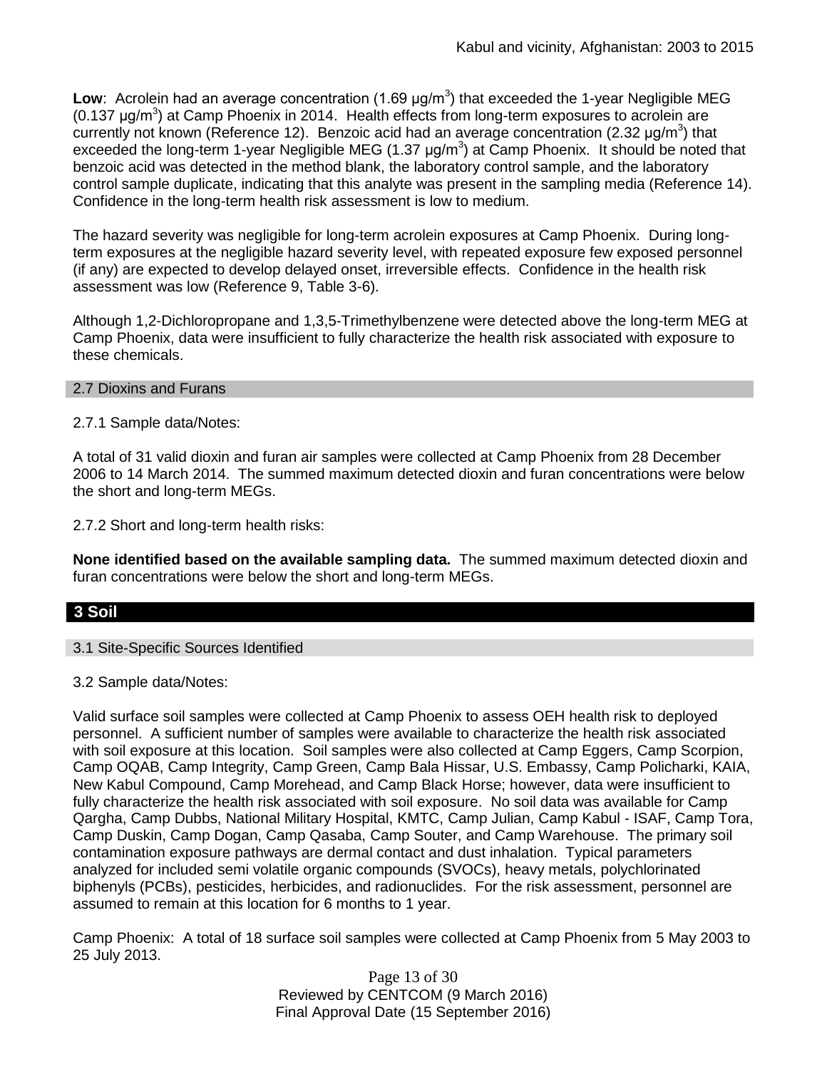**Low**: Acrolein had an average concentration (1.69 μg/m$^3$) that exceeded the 1-year Negligible MEG (0.137 μg/m$^3$) at Camp Phoenix in 2014. Health effects from long-term exposures to acrolein are currently not known (Reference 12). Benzoic acid had an average concentration (2.32 μg/m$^3$) that exceeded the long-term 1-year Negligible MEG (1.37 μg/m$^3$) at Camp Phoenix. It should be noted that benzoic acid was detected in the method blank, the laboratory control sample, and the laboratory control sample duplicate, indicating that this analyte was present in the sampling media (Reference 14). Confidence in the long-term health risk assessment is low to medium.

The hazard severity was negligible for long-term acrolein exposures at Camp Phoenix. During long-term exposures at the negligible hazard severity level, with repeated exposure few exposed personnel (if any) are expected to develop delayed onset, irreversible effects. Confidence in the health risk assessment was low (Reference 9, Table 3-6).

Although 1,2-Dichloropropane and 1,3,5-Trimethylbenzene were detected above the long-term MEG at Camp Phoenix, data were insufficient to fully characterize the health risk associated with exposure to these chemicals.

### 2.7 Dioxins and Furans

2.7.1 Sample data/Notes:

A total of 31 valid dioxin and furan air samples were collected at Camp Phoenix from 28 December 2006 to 14 March 2014. The summed maximum detected dioxin and furan concentrations were below the short and long-term MEGs.

2.7.2 Short and long-term health risks:

**None identified based on the available sampling data.** The summed maximum detected dioxin and furan concentrations were below the short and long-term MEGs.

## 3 Soil

### 3.1 Site-Specific Sources Identified

3.2 Sample data/Notes:

Valid surface soil samples were collected at Camp Phoenix to assess OEH health risk to deployed personnel. A sufficient number of samples were available to characterize the health risk associated with soil exposure at this location. Soil samples were also collected at Camp Eggers, Camp Scorpion, Camp OQAB, Camp Integrity, Camp Green, Camp Bala Hissar, U.S. Embassy, Camp Policharki, KAIA, New Kabul Compound, Camp Morehead, and Camp Black Horse; however, data were insufficient to fully characterize the health risk associated with soil exposure. No soil data was available for Camp Qargha, Camp Dubbs, National Military Hospital, KMTC, Camp Julian, Camp Kabul - ISAF, Camp Tora, Camp Duskin, Camp Dogan, Camp Qasaba, Camp Souter, and Camp Warehouse. The primary soil contamination exposure pathways are dermal contact and dust inhalation. Typical parameters analyzed for included semi volatile organic compounds (SVOCs), heavy metals, polychlorinated biphenyls (PCBs), pesticides, herbicides, and radionuclides. For the risk assessment, personnel are assumed to remain at this location for 6 months to 1 year.

Camp Phoenix: A total of 18 surface soil samples were collected at Camp Phoenix from 5 May 2003 to 25 July 2013.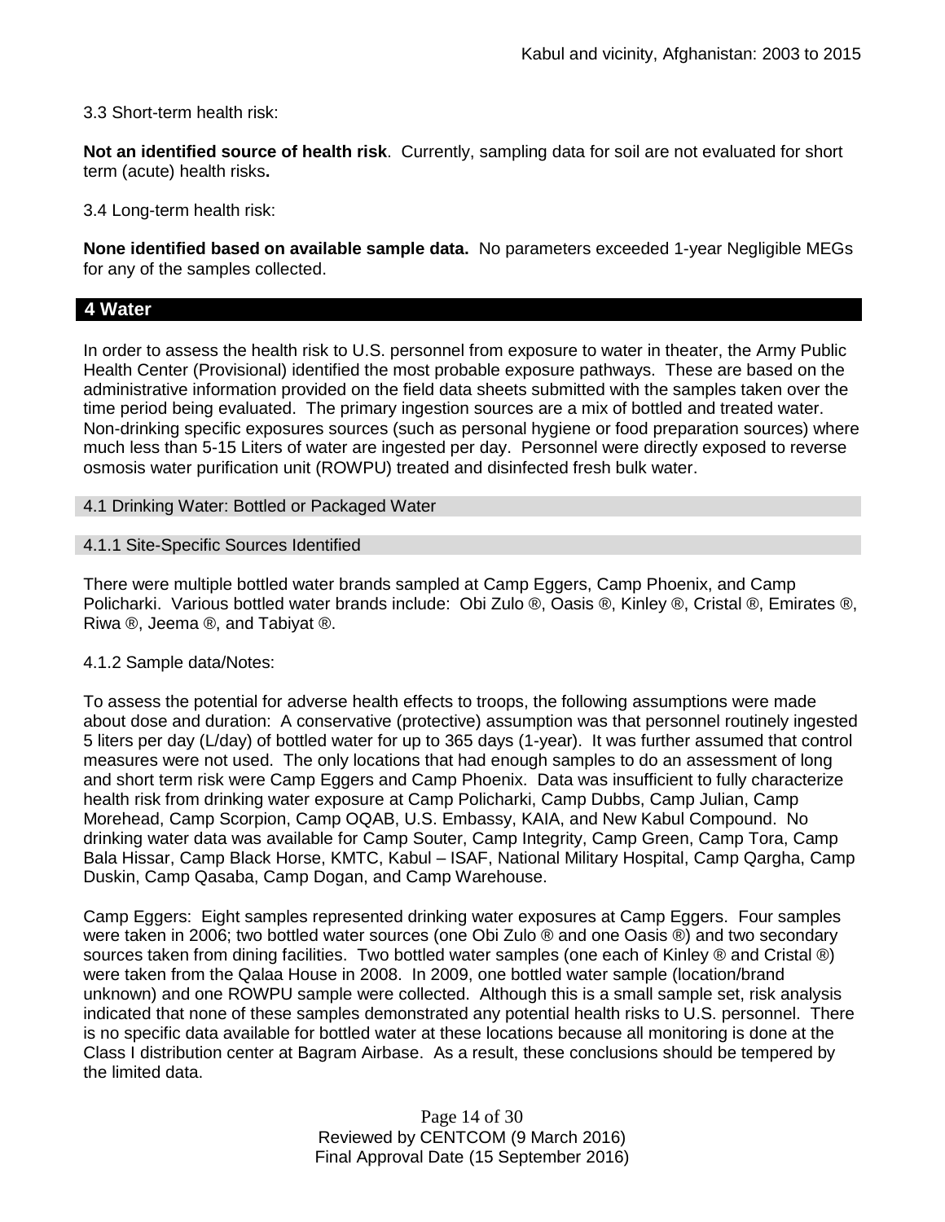3.3 Short-term health risk:

**Not an identified source of health risk**. Currently, sampling data for soil are not evaluated for short term (acute) health risks**.**

3.4 Long-term health risk:

**None identified based on available sample data.** No parameters exceeded 1-year Negligible MEGs for any of the samples collected.

## 4 Water

In order to assess the health risk to U.S. personnel from exposure to water in theater, the Army Public Health Center (Provisional) identified the most probable exposure pathways. These are based on the administrative information provided on the field data sheets submitted with the samples taken over the time period being evaluated. The primary ingestion sources are a mix of bottled and treated water. Non-drinking specific exposures sources (such as personal hygiene or food preparation sources) where much less than 5-15 Liters of water are ingested per day. Personnel were directly exposed to reverse osmosis water purification unit (ROWPU) treated and disinfected fresh bulk water.

### 4.1 Drinking Water: Bottled or Packaged Water

#### 4.1.1 Site-Specific Sources Identified

There were multiple bottled water brands sampled at Camp Eggers, Camp Phoenix, and Camp Policharki. Various bottled water brands include: Obi Zulo ®, Oasis ®, Kinley ®, Cristal ®, Emirates ®, Riwa ®, Jeema ®, and Tabiyat ®.

4.1.2 Sample data/Notes:

To assess the potential for adverse health effects to troops, the following assumptions were made about dose and duration: A conservative (protective) assumption was that personnel routinely ingested 5 liters per day (L/day) of bottled water for up to 365 days (1-year). It was further assumed that control measures were not used. The only locations that had enough samples to do an assessment of long and short term risk were Camp Eggers and Camp Phoenix. Data was insufficient to fully characterize health risk from drinking water exposure at Camp Policharki, Camp Dubbs, Camp Julian, Camp Morehead, Camp Scorpion, Camp OQAB, U.S. Embassy, KAIA, and New Kabul Compound. No drinking water data was available for Camp Souter, Camp Integrity, Camp Green, Camp Tora, Camp Bala Hissar, Camp Black Horse, KMTC, Kabul – ISAF, National Military Hospital, Camp Qargha, Camp Duskin, Camp Qasaba, Camp Dogan, and Camp Warehouse.

Camp Eggers: Eight samples represented drinking water exposures at Camp Eggers. Four samples were taken in 2006; two bottled water sources (one Obi Zulo ® and one Oasis ®) and two secondary sources taken from dining facilities. Two bottled water samples (one each of Kinley ® and Cristal ®) were taken from the Qalaa House in 2008. In 2009, one bottled water sample (location/brand unknown) and one ROWPU sample were collected. Although this is a small sample set, risk analysis indicated that none of these samples demonstrated any potential health risks to U.S. personnel. There is no specific data available for bottled water at these locations because all monitoring is done at the Class I distribution center at Bagram Airbase. As a result, these conclusions should be tempered by the limited data.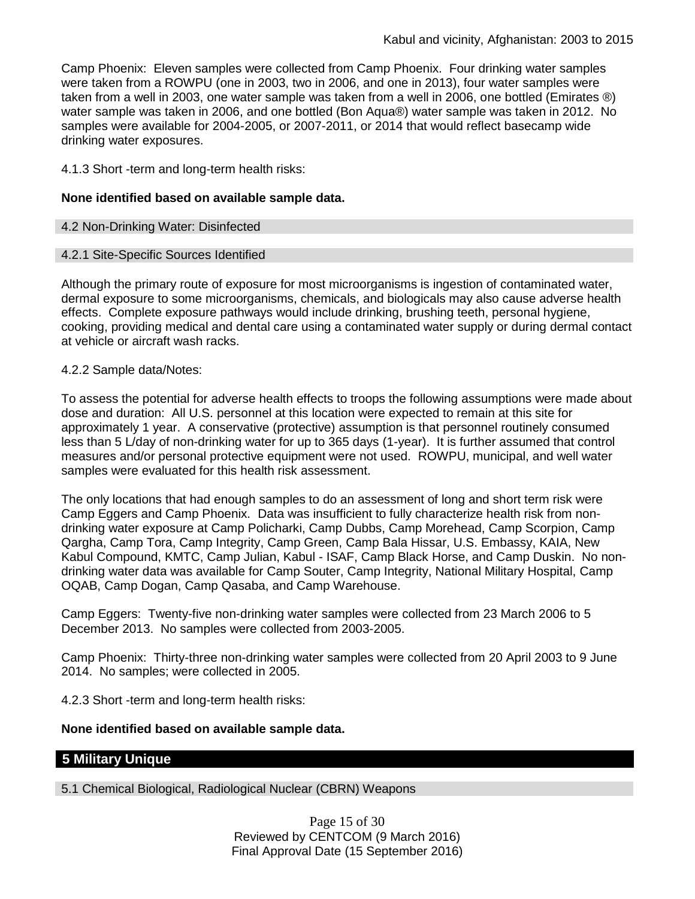Camp Phoenix: Eleven samples were collected from Camp Phoenix. Four drinking water samples were taken from a ROWPU (one in 2003, two in 2006, and one in 2013), four water samples were taken from a well in 2003, one water sample was taken from a well in 2006, one bottled (Emirates ®) water sample was taken in 2006, and one bottled (Bon Aqua®) water sample was taken in 2012. No samples were available for 2004-2005, or 2007-2011, or 2014 that would reflect basecamp wide drinking water exposures.

4.1.3 Short -term and long-term health risks:

**None identified based on available sample data.**

### 4.2 Non-Drinking Water: Disinfected

#### 4.2.1 Site-Specific Sources Identified

Although the primary route of exposure for most microorganisms is ingestion of contaminated water, dermal exposure to some microorganisms, chemicals, and biologicals may also cause adverse health effects. Complete exposure pathways would include drinking, brushing teeth, personal hygiene, cooking, providing medical and dental care using a contaminated water supply or during dermal contact at vehicle or aircraft wash racks.

4.2.2 Sample data/Notes:

To assess the potential for adverse health effects to troops the following assumptions were made about dose and duration: All U.S. personnel at this location were expected to remain at this site for approximately 1 year. A conservative (protective) assumption is that personnel routinely consumed less than 5 L/day of non-drinking water for up to 365 days (1-year). It is further assumed that control measures and/or personal protective equipment were not used. ROWPU, municipal, and well water samples were evaluated for this health risk assessment.

The only locations that had enough samples to do an assessment of long and short term risk were Camp Eggers and Camp Phoenix. Data was insufficient to fully characterize health risk from non-drinking water exposure at Camp Policharki, Camp Dubbs, Camp Morehead, Camp Scorpion, Camp Qargha, Camp Tora, Camp Integrity, Camp Green, Camp Bala Hissar, U.S. Embassy, KAIA, New Kabul Compound, KMTC, Camp Julian, Kabul - ISAF, Camp Black Horse, and Camp Duskin. No non-drinking water data was available for Camp Souter, Camp Integrity, National Military Hospital, Camp OQAB, Camp Dogan, Camp Qasaba, and Camp Warehouse.

Camp Eggers: Twenty-five non-drinking water samples were collected from 23 March 2006 to 5 December 2013. No samples were collected from 2003-2005.

Camp Phoenix: Thirty-three non-drinking water samples were collected from 20 April 2003 to 9 June 2014. No samples; were collected in 2005.

4.2.3 Short -term and long-term health risks:

**None identified based on available sample data.**

## 5 Military Unique

### 5.1 Chemical Biological, Radiological Nuclear (CBRN) Weapons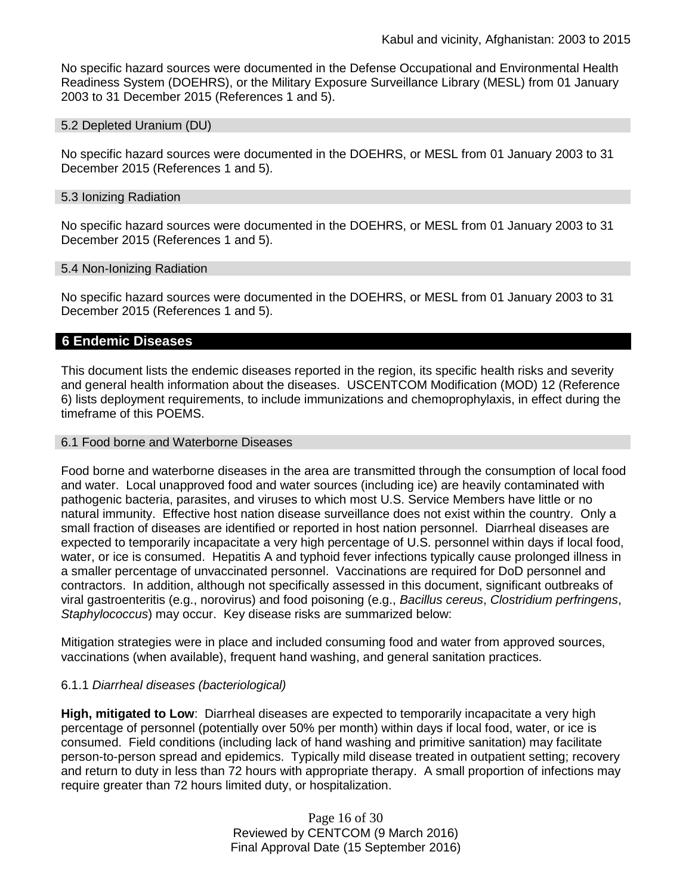No specific hazard sources were documented in the Defense Occupational and Environmental Health Readiness System (DOEHRS), or the Military Exposure Surveillance Library (MESL) from 01 January 2003 to 31 December 2015 (References 1 and 5).

### 5.2 Depleted Uranium (DU)

No specific hazard sources were documented in the DOEHRS, or MESL from 01 January 2003 to 31 December 2015 (References 1 and 5).

### 5.3 Ionizing Radiation

No specific hazard sources were documented in the DOEHRS, or MESL from 01 January 2003 to 31 December 2015 (References 1 and 5).

### 5.4 Non-Ionizing Radiation

No specific hazard sources were documented in the DOEHRS, or MESL from 01 January 2003 to 31 December 2015 (References 1 and 5).

## 6 Endemic Diseases

This document lists the endemic diseases reported in the region, its specific health risks and severity and general health information about the diseases. USCENTCOM Modification (MOD) 12 (Reference 6) lists deployment requirements, to include immunizations and chemoprophylaxis, in effect during the timeframe of this POEMS.

### 6.1 Food borne and Waterborne Diseases

Food borne and waterborne diseases in the area are transmitted through the consumption of local food and water. Local unapproved food and water sources (including ice) are heavily contaminated with pathogenic bacteria, parasites, and viruses to which most U.S. Service Members have little or no natural immunity. Effective host nation disease surveillance does not exist within the country. Only a small fraction of diseases are identified or reported in host nation personnel. Diarrheal diseases are expected to temporarily incapacitate a very high percentage of U.S. personnel within days if local food, water, or ice is consumed. Hepatitis A and typhoid fever infections typically cause prolonged illness in a smaller percentage of unvaccinated personnel. Vaccinations are required for DoD personnel and contractors. In addition, although not specifically assessed in this document, significant outbreaks of viral gastroenteritis (e.g., norovirus) and food poisoning (e.g., *Bacillus cereus*, *Clostridium perfringens*, *Staphylococcus*) may occur. Key disease risks are summarized below:

Mitigation strategies were in place and included consuming food and water from approved sources, vaccinations (when available), frequent hand washing, and general sanitation practices.

#### 6.1.1 *Diarrheal diseases (bacteriological)*

**High, mitigated to Low**: Diarrheal diseases are expected to temporarily incapacitate a very high percentage of personnel (potentially over 50% per month) within days if local food, water, or ice is consumed. Field conditions (including lack of hand washing and primitive sanitation) may facilitate person-to-person spread and epidemics. Typically mild disease treated in outpatient setting; recovery and return to duty in less than 72 hours with appropriate therapy. A small proportion of infections may require greater than 72 hours limited duty, or hospitalization.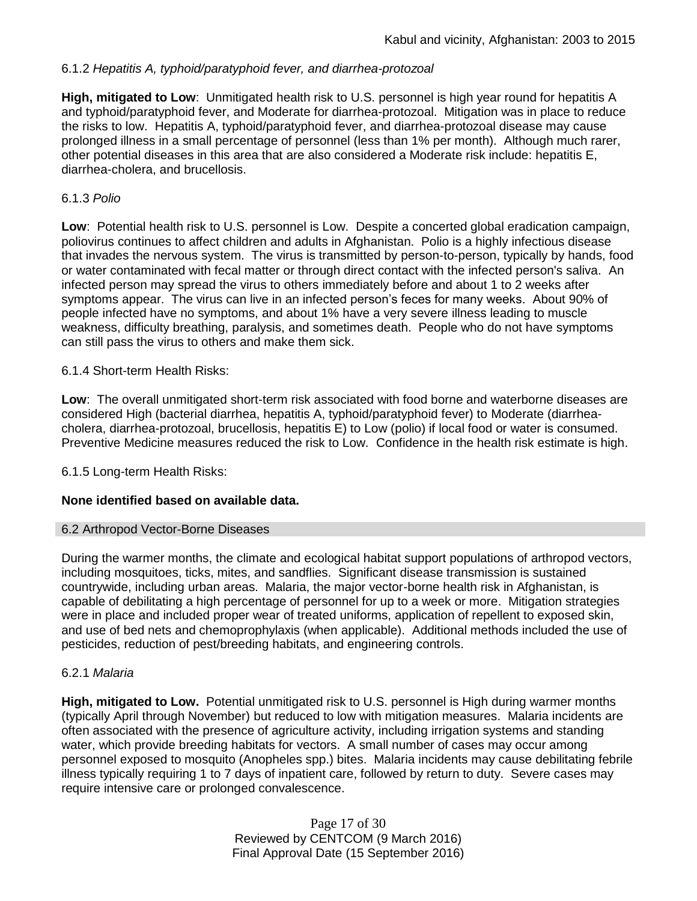6.1.2 *Hepatitis A, typhoid/paratyphoid fever, and diarrhea-protozoal*

**High, mitigated to Low**: Unmitigated health risk to U.S. personnel is high year round for hepatitis A and typhoid/paratyphoid fever, and Moderate for diarrhea-protozoal. Mitigation was in place to reduce the risks to low. Hepatitis A, typhoid/paratyphoid fever, and diarrhea-protozoal disease may cause prolonged illness in a small percentage of personnel (less than 1% per month). Although much rarer, other potential diseases in this area that are also considered a Moderate risk include: hepatitis E, diarrhea-cholera, and brucellosis.

6.1.3 *Polio*

**Low**: Potential health risk to U.S. personnel is Low. Despite a concerted global eradication campaign, poliovirus continues to affect children and adults in Afghanistan. Polio is a highly infectious disease that invades the nervous system. The virus is transmitted by person-to-person, typically by hands, food or water contaminated with fecal matter or through direct contact with the infected person's saliva. An infected person may spread the virus to others immediately before and about 1 to 2 weeks after symptoms appear. The virus can live in an infected person's feces for many weeks. About 90% of people infected have no symptoms, and about 1% have a very severe illness leading to muscle weakness, difficulty breathing, paralysis, and sometimes death. People who do not have symptoms can still pass the virus to others and make them sick.

6.1.4 Short-term Health Risks:

**Low**: The overall unmitigated short-term risk associated with food borne and waterborne diseases are considered High (bacterial diarrhea, hepatitis A, typhoid/paratyphoid fever) to Moderate (diarrhea-cholera, diarrhea-protozoal, brucellosis, hepatitis E) to Low (polio) if local food or water is consumed. Preventive Medicine measures reduced the risk to Low. Confidence in the health risk estimate is high.

6.1.5 Long-term Health Risks:

**None identified based on available data.**

## 6.2 Arthropod Vector-Borne Diseases

During the warmer months, the climate and ecological habitat support populations of arthropod vectors, including mosquitoes, ticks, mites, and sandflies. Significant disease transmission is sustained countrywide, including urban areas. Malaria, the major vector-borne health risk in Afghanistan, is capable of debilitating a high percentage of personnel for up to a week or more. Mitigation strategies were in place and included proper wear of treated uniforms, application of repellent to exposed skin, and use of bed nets and chemoprophylaxis (when applicable). Additional methods included the use of pesticides, reduction of pest/breeding habitats, and engineering controls.

6.2.1 *Malaria*

**High, mitigated to Low.** Potential unmitigated risk to U.S. personnel is High during warmer months (typically April through November) but reduced to low with mitigation measures. Malaria incidents are often associated with the presence of agriculture activity, including irrigation systems and standing water, which provide breeding habitats for vectors. A small number of cases may occur among personnel exposed to mosquito (Anopheles spp.) bites. Malaria incidents may cause debilitating febrile illness typically requiring 1 to 7 days of inpatient care, followed by return to duty. Severe cases may require intensive care or prolonged convalescence.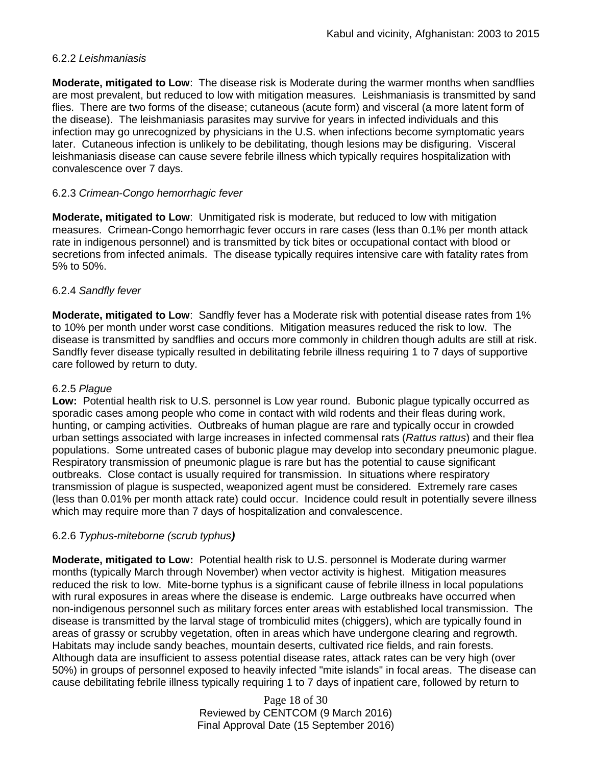#### 6.2.2 *Leishmaniasis*

**Moderate, mitigated to Low**: The disease risk is Moderate during the warmer months when sandflies are most prevalent, but reduced to low with mitigation measures. Leishmaniasis is transmitted by sand flies. There are two forms of the disease; cutaneous (acute form) and visceral (a more latent form of the disease). The leishmaniasis parasites may survive for years in infected individuals and this infection may go unrecognized by physicians in the U.S. when infections become symptomatic years later. Cutaneous infection is unlikely to be debilitating, though lesions may be disfiguring. Visceral leishmaniasis disease can cause severe febrile illness which typically requires hospitalization with convalescence over 7 days.

#### 6.2.3 *Crimean-Congo hemorrhagic fever*

**Moderate, mitigated to Low**: Unmitigated risk is moderate, but reduced to low with mitigation measures. Crimean-Congo hemorrhagic fever occurs in rare cases (less than 0.1% per month attack rate in indigenous personnel) and is transmitted by tick bites or occupational contact with blood or secretions from infected animals. The disease typically requires intensive care with fatality rates from 5% to 50%.

#### 6.2.4 *Sandfly fever*

**Moderate, mitigated to Low**: Sandfly fever has a Moderate risk with potential disease rates from 1% to 10% per month under worst case conditions. Mitigation measures reduced the risk to low. The disease is transmitted by sandflies and occurs more commonly in children though adults are still at risk. Sandfly fever disease typically resulted in debilitating febrile illness requiring 1 to 7 days of supportive care followed by return to duty.

#### 6.2.5 *Plague*

**Low:** Potential health risk to U.S. personnel is Low year round. Bubonic plague typically occurred as sporadic cases among people who come in contact with wild rodents and their fleas during work, hunting, or camping activities. Outbreaks of human plague are rare and typically occur in crowded urban settings associated with large increases in infected commensal rats (*Rattus rattus*) and their flea populations. Some untreated cases of bubonic plague may develop into secondary pneumonic plague. Respiratory transmission of pneumonic plague is rare but has the potential to cause significant outbreaks. Close contact is usually required for transmission. In situations where respiratory transmission of plague is suspected, weaponized agent must be considered. Extremely rare cases (less than 0.01% per month attack rate) could occur. Incidence could result in potentially severe illness which may require more than 7 days of hospitalization and convalescence.

#### 6.2.6 *Typhus-miteborne (scrub typhus)*

**Moderate, mitigated to Low:** Potential health risk to U.S. personnel is Moderate during warmer months (typically March through November) when vector activity is highest. Mitigation measures reduced the risk to low. Mite-borne typhus is a significant cause of febrile illness in local populations with rural exposures in areas where the disease is endemic. Large outbreaks have occurred when non-indigenous personnel such as military forces enter areas with established local transmission. The disease is transmitted by the larval stage of trombiculid mites (chiggers), which are typically found in areas of grassy or scrubby vegetation, often in areas which have undergone clearing and regrowth. Habitats may include sandy beaches, mountain deserts, cultivated rice fields, and rain forests. Although data are insufficient to assess potential disease rates, attack rates can be very high (over 50%) in groups of personnel exposed to heavily infected "mite islands" in focal areas. The disease can cause debilitating febrile illness typically requiring 1 to 7 days of inpatient care, followed by return to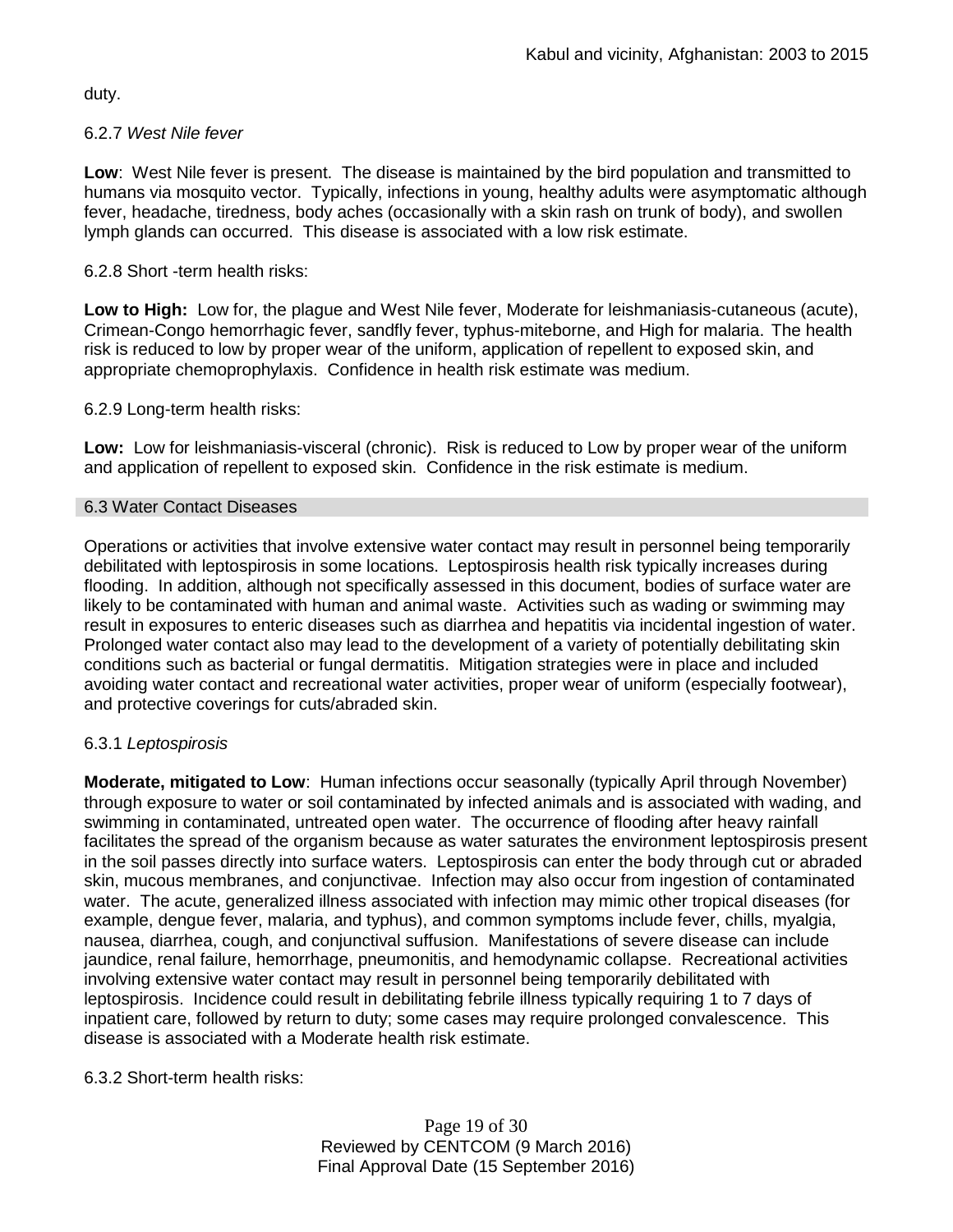duty.

6.2.7 *West Nile fever*

**Low**: West Nile fever is present. The disease is maintained by the bird population and transmitted to humans via mosquito vector. Typically, infections in young, healthy adults were asymptomatic although fever, headache, tiredness, body aches (occasionally with a skin rash on trunk of body), and swollen lymph glands can occurred. This disease is associated with a low risk estimate.

6.2.8 Short -term health risks:

**Low to High:** Low for, the plague and West Nile fever, Moderate for leishmaniasis-cutaneous (acute), Crimean-Congo hemorrhagic fever, sandfly fever, typhus-miteborne, and High for malaria. The health risk is reduced to low by proper wear of the uniform, application of repellent to exposed skin, and appropriate chemoprophylaxis. Confidence in health risk estimate was medium.

6.2.9 Long-term health risks:

**Low:** Low for leishmaniasis-visceral (chronic). Risk is reduced to Low by proper wear of the uniform and application of repellent to exposed skin. Confidence in the risk estimate is medium.

## 6.3 Water Contact Diseases

Operations or activities that involve extensive water contact may result in personnel being temporarily debilitated with leptospirosis in some locations. Leptospirosis health risk typically increases during flooding. In addition, although not specifically assessed in this document, bodies of surface water are likely to be contaminated with human and animal waste. Activities such as wading or swimming may result in exposures to enteric diseases such as diarrhea and hepatitis via incidental ingestion of water. Prolonged water contact also may lead to the development of a variety of potentially debilitating skin conditions such as bacterial or fungal dermatitis. Mitigation strategies were in place and included avoiding water contact and recreational water activities, proper wear of uniform (especially footwear), and protective coverings for cuts/abraded skin.

6.3.1 *Leptospirosis*

**Moderate, mitigated to Low**: Human infections occur seasonally (typically April through November) through exposure to water or soil contaminated by infected animals and is associated with wading, and swimming in contaminated, untreated open water. The occurrence of flooding after heavy rainfall facilitates the spread of the organism because as water saturates the environment leptospirosis present in the soil passes directly into surface waters. Leptospirosis can enter the body through cut or abraded skin, mucous membranes, and conjunctivae. Infection may also occur from ingestion of contaminated water. The acute, generalized illness associated with infection may mimic other tropical diseases (for example, dengue fever, malaria, and typhus), and common symptoms include fever, chills, myalgia, nausea, diarrhea, cough, and conjunctival suffusion. Manifestations of severe disease can include jaundice, renal failure, hemorrhage, pneumonitis, and hemodynamic collapse. Recreational activities involving extensive water contact may result in personnel being temporarily debilitated with leptospirosis. Incidence could result in debilitating febrile illness typically requiring 1 to 7 days of inpatient care, followed by return to duty; some cases may require prolonged convalescence. This disease is associated with a Moderate health risk estimate.

6.3.2 Short-term health risks: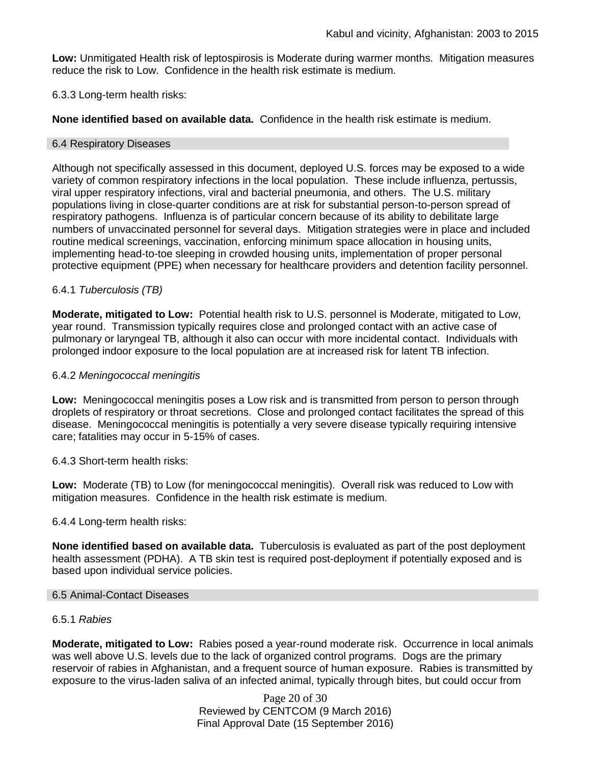**Low:** Unmitigated Health risk of leptospirosis is Moderate during warmer months. Mitigation measures reduce the risk to Low. Confidence in the health risk estimate is medium.

6.3.3 Long-term health risks:

**None identified based on available data.** Confidence in the health risk estimate is medium.

## 6.4 Respiratory Diseases

Although not specifically assessed in this document, deployed U.S. forces may be exposed to a wide variety of common respiratory infections in the local population. These include influenza, pertussis, viral upper respiratory infections, viral and bacterial pneumonia, and others. The U.S. military populations living in close-quarter conditions are at risk for substantial person-to-person spread of respiratory pathogens. Influenza is of particular concern because of its ability to debilitate large numbers of unvaccinated personnel for several days. Mitigation strategies were in place and included routine medical screenings, vaccination, enforcing minimum space allocation in housing units, implementing head-to-toe sleeping in crowded housing units, implementation of proper personal protective equipment (PPE) when necessary for healthcare providers and detention facility personnel.

### 6.4.1 *Tuberculosis (TB)*

**Moderate, mitigated to Low:** Potential health risk to U.S. personnel is Moderate, mitigated to Low, year round. Transmission typically requires close and prolonged contact with an active case of pulmonary or laryngeal TB, although it also can occur with more incidental contact. Individuals with prolonged indoor exposure to the local population are at increased risk for latent TB infection.

### 6.4.2 *Meningococcal meningitis*

**Low:** Meningococcal meningitis poses a Low risk and is transmitted from person to person through droplets of respiratory or throat secretions. Close and prolonged contact facilitates the spread of this disease. Meningococcal meningitis is potentially a very severe disease typically requiring intensive care; fatalities may occur in 5-15% of cases.

6.4.3 Short-term health risks:

**Low:** Moderate (TB) to Low (for meningococcal meningitis). Overall risk was reduced to Low with mitigation measures. Confidence in the health risk estimate is medium.

6.4.4 Long-term health risks:

**None identified based on available data.** Tuberculosis is evaluated as part of the post deployment health assessment (PDHA). A TB skin test is required post-deployment if potentially exposed and is based upon individual service policies.

## 6.5 Animal-Contact Diseases

### 6.5.1 *Rabies*

**Moderate, mitigated to Low:** Rabies posed a year-round moderate risk. Occurrence in local animals was well above U.S. levels due to the lack of organized control programs. Dogs are the primary reservoir of rabies in Afghanistan, and a frequent source of human exposure. Rabies is transmitted by exposure to the virus-laden saliva of an infected animal, typically through bites, but could occur from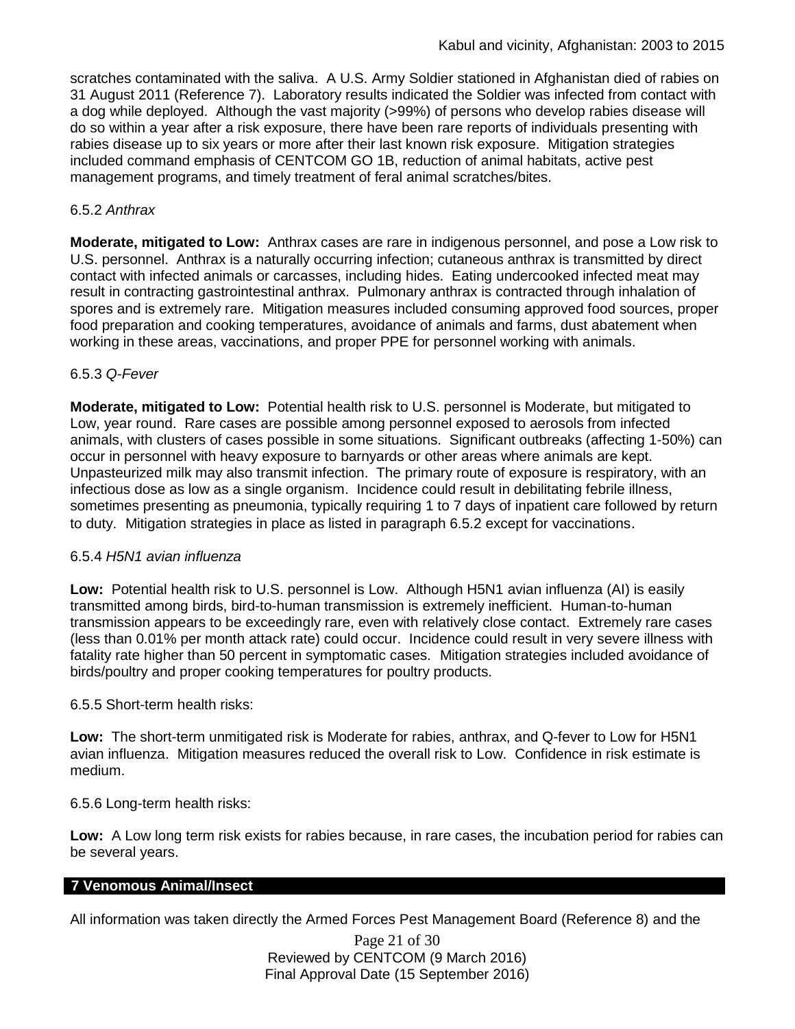scratches contaminated with the saliva. A U.S. Army Soldier stationed in Afghanistan died of rabies on 31 August 2011 (Reference 7). Laboratory results indicated the Soldier was infected from contact with a dog while deployed. Although the vast majority (>99%) of persons who develop rabies disease will do so within a year after a risk exposure, there have been rare reports of individuals presenting with rabies disease up to six years or more after their last known risk exposure. Mitigation strategies included command emphasis of CENTCOM GO 1B, reduction of animal habitats, active pest management programs, and timely treatment of feral animal scratches/bites.

6.5.2 *Anthrax*

**Moderate, mitigated to Low:** Anthrax cases are rare in indigenous personnel, and pose a Low risk to U.S. personnel. Anthrax is a naturally occurring infection; cutaneous anthrax is transmitted by direct contact with infected animals or carcasses, including hides. Eating undercooked infected meat may result in contracting gastrointestinal anthrax. Pulmonary anthrax is contracted through inhalation of spores and is extremely rare. Mitigation measures included consuming approved food sources, proper food preparation and cooking temperatures, avoidance of animals and farms, dust abatement when working in these areas, vaccinations, and proper PPE for personnel working with animals.

6.5.3 *Q-Fever*

**Moderate, mitigated to Low:** Potential health risk to U.S. personnel is Moderate, but mitigated to Low, year round. Rare cases are possible among personnel exposed to aerosols from infected animals, with clusters of cases possible in some situations. Significant outbreaks (affecting 1-50%) can occur in personnel with heavy exposure to barnyards or other areas where animals are kept. Unpasteurized milk may also transmit infection. The primary route of exposure is respiratory, with an infectious dose as low as a single organism. Incidence could result in debilitating febrile illness, sometimes presenting as pneumonia, typically requiring 1 to 7 days of inpatient care followed by return to duty. Mitigation strategies in place as listed in paragraph 6.5.2 except for vaccinations.

6.5.4 *H5N1 avian influenza*

**Low:** Potential health risk to U.S. personnel is Low. Although H5N1 avian influenza (AI) is easily transmitted among birds, bird-to-human transmission is extremely inefficient. Human-to-human transmission appears to be exceedingly rare, even with relatively close contact. Extremely rare cases (less than 0.01% per month attack rate) could occur. Incidence could result in very severe illness with fatality rate higher than 50 percent in symptomatic cases. Mitigation strategies included avoidance of birds/poultry and proper cooking temperatures for poultry products.

6.5.5 Short-term health risks:

**Low:** The short-term unmitigated risk is Moderate for rabies, anthrax, and Q-fever to Low for H5N1 avian influenza. Mitigation measures reduced the overall risk to Low. Confidence in risk estimate is medium.

6.5.6 Long-term health risks:

**Low:** A Low long term risk exists for rabies because, in rare cases, the incubation period for rabies can be several years.

## 7 Venomous Animal/Insect

All information was taken directly the Armed Forces Pest Management Board (Reference 8) and the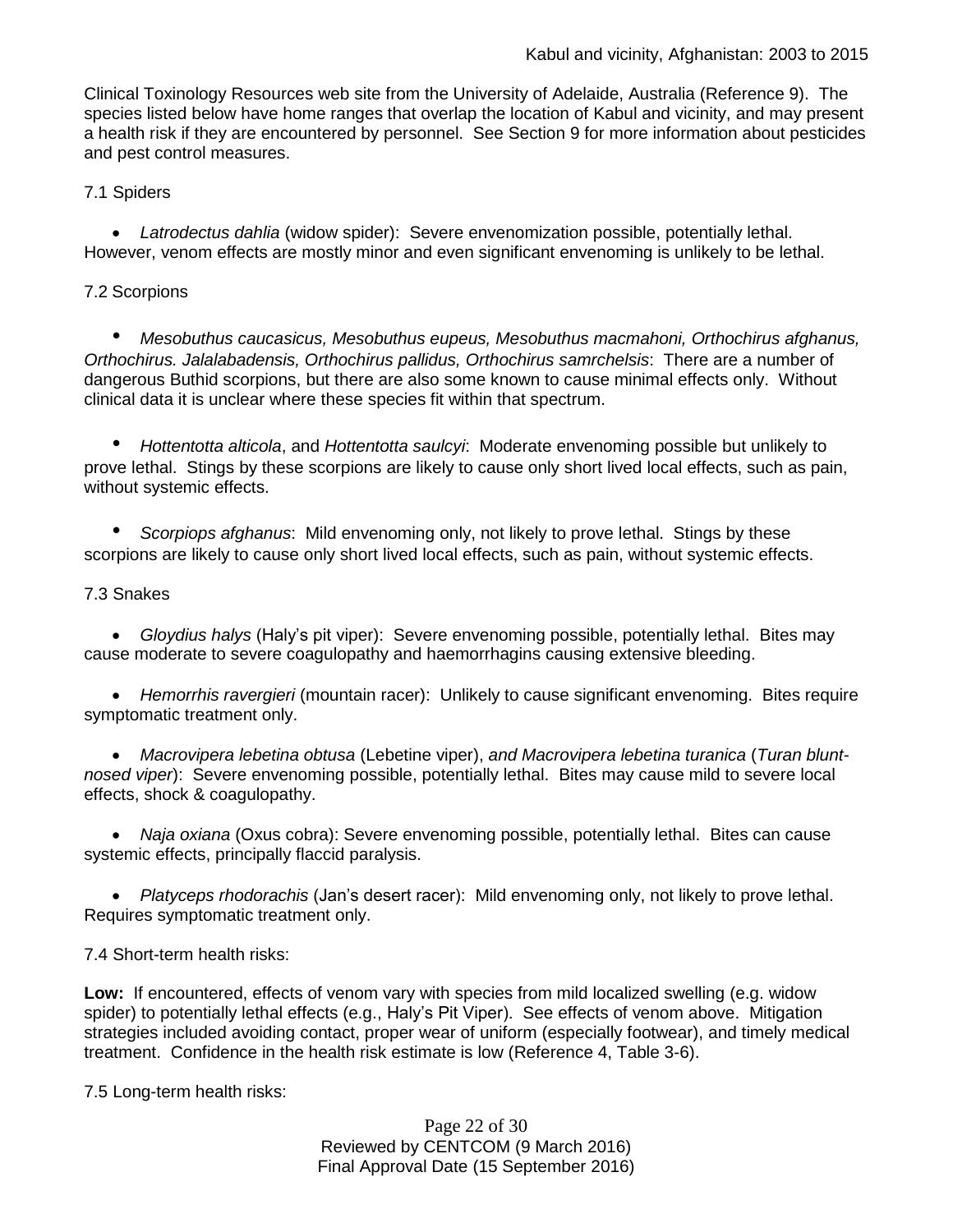Clinical Toxinology Resources web site from the University of Adelaide, Australia (Reference 9). The species listed below have home ranges that overlap the location of Kabul and vicinity, and may present a health risk if they are encountered by personnel. See Section 9 for more information about pesticides and pest control measures.

7.1 Spiders

- *Latrodectus dahlia* (widow spider): Severe envenomization possible, potentially lethal. However, venom effects are mostly minor and even significant envenoming is unlikely to be lethal.

7.2 Scorpions

- *Mesobuthus caucasicus, Mesobuthus eupeus, Mesobuthus macmahoni, Orthochirus afghanus, Orthochirus. Jalalabadensis, Orthochirus pallidus, Orthochirus samrchelsis*: There are a number of dangerous Buthid scorpions, but there are also some known to cause minimal effects only. Without clinical data it is unclear where these species fit within that spectrum.

- *Hottentotta alticola*, and *Hottentotta saulcyi*: Moderate envenoming possible but unlikely to prove lethal. Stings by these scorpions are likely to cause only short lived local effects, such as pain, without systemic effects.

- *Scorpiops afghanus*: Mild envenoming only, not likely to prove lethal. Stings by these scorpions are likely to cause only short lived local effects, such as pain, without systemic effects.

7.3 Snakes

- *Gloydius halys* (Haly's pit viper): Severe envenoming possible, potentially lethal. Bites may cause moderate to severe coagulopathy and haemorrhagins causing extensive bleeding.

- *Hemorrhis ravergieri* (mountain racer): Unlikely to cause significant envenoming. Bites require symptomatic treatment only.

- *Macrovipera lebetina obtusa* (Lebetine viper), *and Macrovipera lebetina turanica* (*Turan blunt-nosed viper*): Severe envenoming possible, potentially lethal. Bites may cause mild to severe local effects, shock & coagulopathy.

- *Naja oxiana* (Oxus cobra): Severe envenoming possible, potentially lethal. Bites can cause systemic effects, principally flaccid paralysis.

- *Platyceps rhodorachis* (Jan's desert racer): Mild envenoming only, not likely to prove lethal. Requires symptomatic treatment only.

7.4 Short-term health risks:

**Low:** If encountered, effects of venom vary with species from mild localized swelling (e.g. widow spider) to potentially lethal effects (e.g., Haly's Pit Viper). See effects of venom above. Mitigation strategies included avoiding contact, proper wear of uniform (especially footwear), and timely medical treatment. Confidence in the health risk estimate is low (Reference 4, Table 3-6).

7.5 Long-term health risks: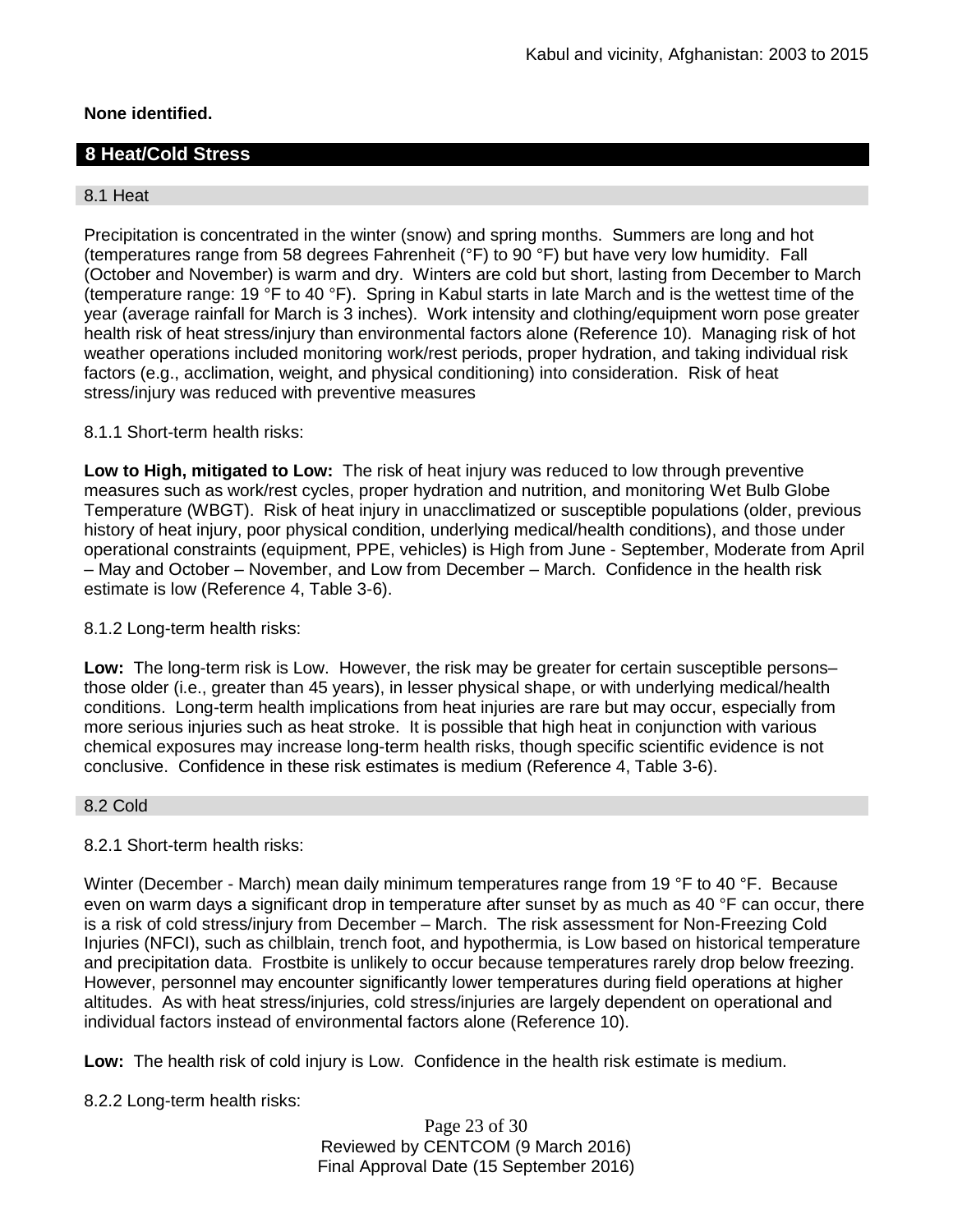**None identified.**

## 8 Heat/Cold Stress

### 8.1 Heat

Precipitation is concentrated in the winter (snow) and spring months. Summers are long and hot (temperatures range from 58 degrees Fahrenheit (°F) to 90 °F) but have very low humidity. Fall (October and November) is warm and dry. Winters are cold but short, lasting from December to March (temperature range: 19 °F to 40 °F). Spring in Kabul starts in late March and is the wettest time of the year (average rainfall for March is 3 inches). Work intensity and clothing/equipment worn pose greater health risk of heat stress/injury than environmental factors alone (Reference 10). Managing risk of hot weather operations included monitoring work/rest periods, proper hydration, and taking individual risk factors (e.g., acclimation, weight, and physical conditioning) into consideration. Risk of heat stress/injury was reduced with preventive measures

8.1.1 Short-term health risks:

**Low to High, mitigated to Low:** The risk of heat injury was reduced to low through preventive measures such as work/rest cycles, proper hydration and nutrition, and monitoring Wet Bulb Globe Temperature (WBGT). Risk of heat injury in unacclimatized or susceptible populations (older, previous history of heat injury, poor physical condition, underlying medical/health conditions), and those under operational constraints (equipment, PPE, vehicles) is High from June - September, Moderate from April – May and October – November, and Low from December – March. Confidence in the health risk estimate is low (Reference 4, Table 3-6).

8.1.2 Long-term health risks:

**Low:** The long-term risk is Low. However, the risk may be greater for certain susceptible persons– those older (i.e., greater than 45 years), in lesser physical shape, or with underlying medical/health conditions. Long-term health implications from heat injuries are rare but may occur, especially from more serious injuries such as heat stroke. It is possible that high heat in conjunction with various chemical exposures may increase long-term health risks, though specific scientific evidence is not conclusive. Confidence in these risk estimates is medium (Reference 4, Table 3-6).

### 8.2 Cold

8.2.1 Short-term health risks:

Winter (December - March) mean daily minimum temperatures range from 19 °F to 40 °F. Because even on warm days a significant drop in temperature after sunset by as much as 40 °F can occur, there is a risk of cold stress/injury from December – March. The risk assessment for Non-Freezing Cold Injuries (NFCI), such as chilblain, trench foot, and hypothermia, is Low based on historical temperature and precipitation data. Frostbite is unlikely to occur because temperatures rarely drop below freezing. However, personnel may encounter significantly lower temperatures during field operations at higher altitudes. As with heat stress/injuries, cold stress/injuries are largely dependent on operational and individual factors instead of environmental factors alone (Reference 10).

**Low:** The health risk of cold injury is Low. Confidence in the health risk estimate is medium.

8.2.2 Long-term health risks: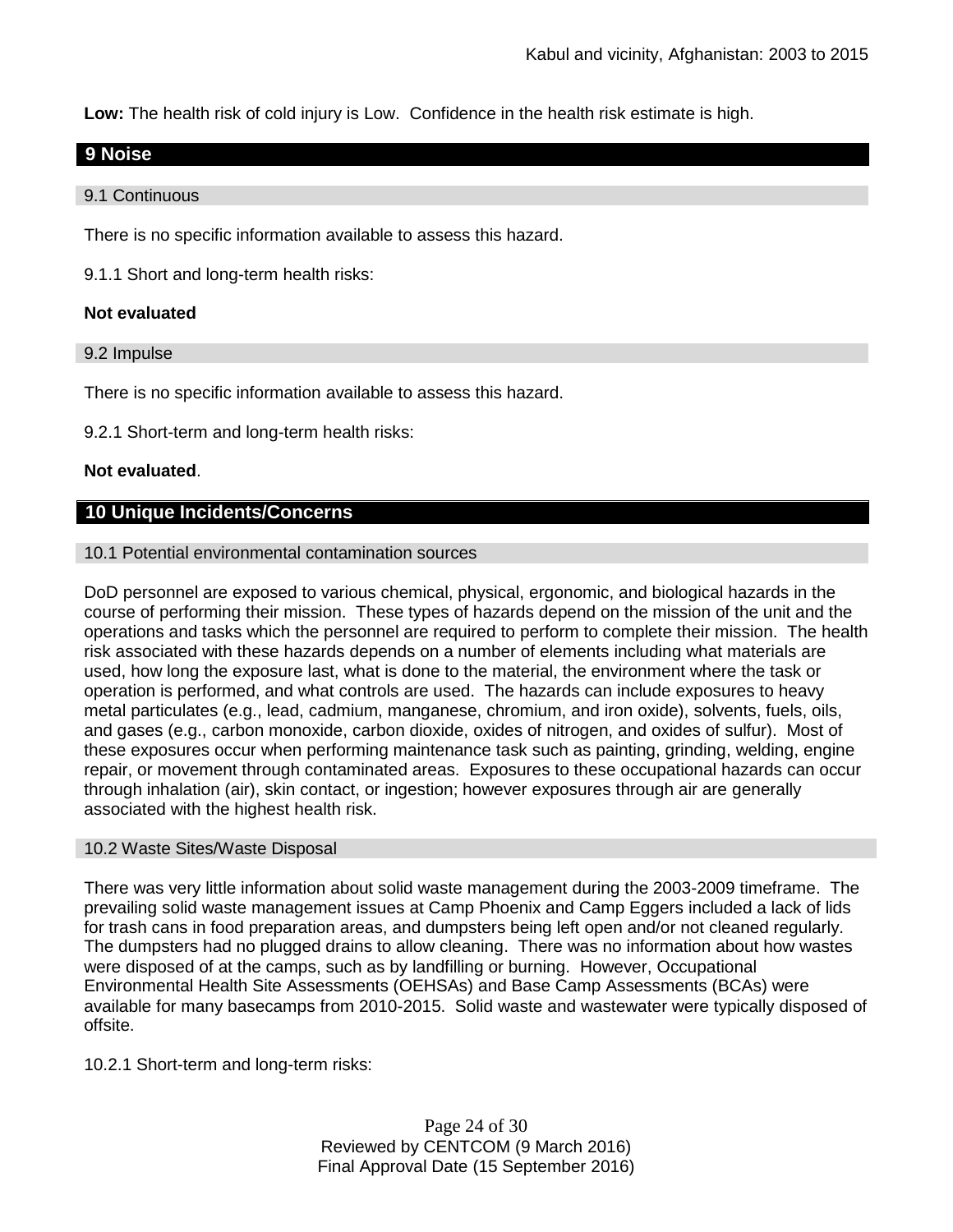**Low:** The health risk of cold injury is Low. Confidence in the health risk estimate is high.

## 9 Noise

### 9.1 Continuous

There is no specific information available to assess this hazard.

9.1.1 Short and long-term health risks:

**Not evaluated**

### 9.2 Impulse

There is no specific information available to assess this hazard.

9.2.1 Short-term and long-term health risks:

**Not evaluated**.

## 10 Unique Incidents/Concerns

### 10.1 Potential environmental contamination sources

DoD personnel are exposed to various chemical, physical, ergonomic, and biological hazards in the course of performing their mission. These types of hazards depend on the mission of the unit and the operations and tasks which the personnel are required to perform to complete their mission. The health risk associated with these hazards depends on a number of elements including what materials are used, how long the exposure last, what is done to the material, the environment where the task or operation is performed, and what controls are used. The hazards can include exposures to heavy metal particulates (e.g., lead, cadmium, manganese, chromium, and iron oxide), solvents, fuels, oils, and gases (e.g., carbon monoxide, carbon dioxide, oxides of nitrogen, and oxides of sulfur). Most of these exposures occur when performing maintenance task such as painting, grinding, welding, engine repair, or movement through contaminated areas. Exposures to these occupational hazards can occur through inhalation (air), skin contact, or ingestion; however exposures through air are generally associated with the highest health risk.

### 10.2 Waste Sites/Waste Disposal

There was very little information about solid waste management during the 2003-2009 timeframe. The prevailing solid waste management issues at Camp Phoenix and Camp Eggers included a lack of lids for trash cans in food preparation areas, and dumpsters being left open and/or not cleaned regularly. The dumpsters had no plugged drains to allow cleaning. There was no information about how wastes were disposed of at the camps, such as by landfilling or burning. However, Occupational Environmental Health Site Assessments (OEHSAs) and Base Camp Assessments (BCAs) were available for many basecamps from 2010-2015. Solid waste and wastewater were typically disposed of offsite.

10.2.1 Short-term and long-term risks: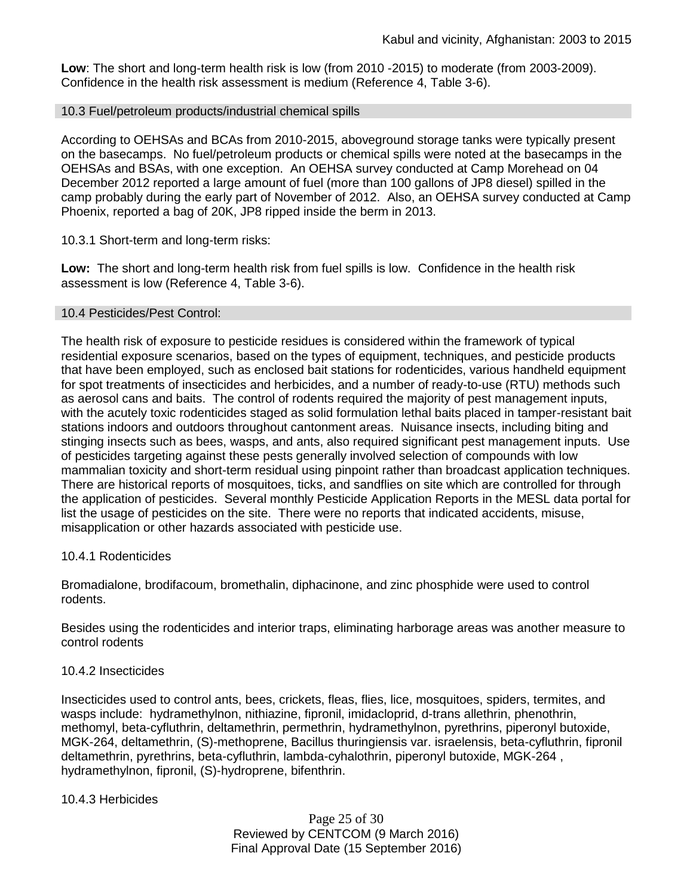**Low**: The short and long-term health risk is low (from 2010 -2015) to moderate (from 2003-2009). Confidence in the health risk assessment is medium (Reference 4, Table 3-6).

### 10.3 Fuel/petroleum products/industrial chemical spills

According to OEHSAs and BCAs from 2010-2015, aboveground storage tanks were typically present on the basecamps. No fuel/petroleum products or chemical spills were noted at the basecamps in the OEHSAs and BSAs, with one exception. An OEHSA survey conducted at Camp Morehead on 04 December 2012 reported a large amount of fuel (more than 100 gallons of JP8 diesel) spilled in the camp probably during the early part of November of 2012. Also, an OEHSA survey conducted at Camp Phoenix, reported a bag of 20K, JP8 ripped inside the berm in 2013.

10.3.1 Short-term and long-term risks:

**Low:** The short and long-term health risk from fuel spills is low. Confidence in the health risk assessment is low (Reference 4, Table 3-6).

### 10.4 Pesticides/Pest Control:

The health risk of exposure to pesticide residues is considered within the framework of typical residential exposure scenarios, based on the types of equipment, techniques, and pesticide products that have been employed, such as enclosed bait stations for rodenticides, various handheld equipment for spot treatments of insecticides and herbicides, and a number of ready-to-use (RTU) methods such as aerosol cans and baits. The control of rodents required the majority of pest management inputs, with the acutely toxic rodenticides staged as solid formulation lethal baits placed in tamper-resistant bait stations indoors and outdoors throughout cantonment areas. Nuisance insects, including biting and stinging insects such as bees, wasps, and ants, also required significant pest management inputs. Use of pesticides targeting against these pests generally involved selection of compounds with low mammalian toxicity and short-term residual using pinpoint rather than broadcast application techniques. There are historical reports of mosquitoes, ticks, and sandflies on site which are controlled for through the application of pesticides. Several monthly Pesticide Application Reports in the MESL data portal for list the usage of pesticides on the site. There were no reports that indicated accidents, misuse, misapplication or other hazards associated with pesticide use.

10.4.1 Rodenticides

Bromadialone, brodifacoum, bromethalin, diphacinone, and zinc phosphide were used to control rodents.

Besides using the rodenticides and interior traps, eliminating harborage areas was another measure to control rodents

10.4.2 Insecticides

Insecticides used to control ants, bees, crickets, fleas, flies, lice, mosquitoes, spiders, termites, and wasps include: hydramethylnon, nithiazine, fipronil, imidacloprid, d-trans allethrin, phenothrin, methomyl, beta-cyfluthrin, deltamethrin, permethrin, hydramethylnon, pyrethrins, piperonyl butoxide, MGK-264, deltamethrin, (S)-methoprene, Bacillus thuringiensis var. israelensis, beta-cyfluthrin, fipronil deltamethrin, pyrethrins, beta-cyfluthrin, lambda-cyhalothrin, piperonyl butoxide, MGK-264 , hydramethylnon, fipronil, (S)-hydroprene, bifenthrin.

10.4.3 Herbicides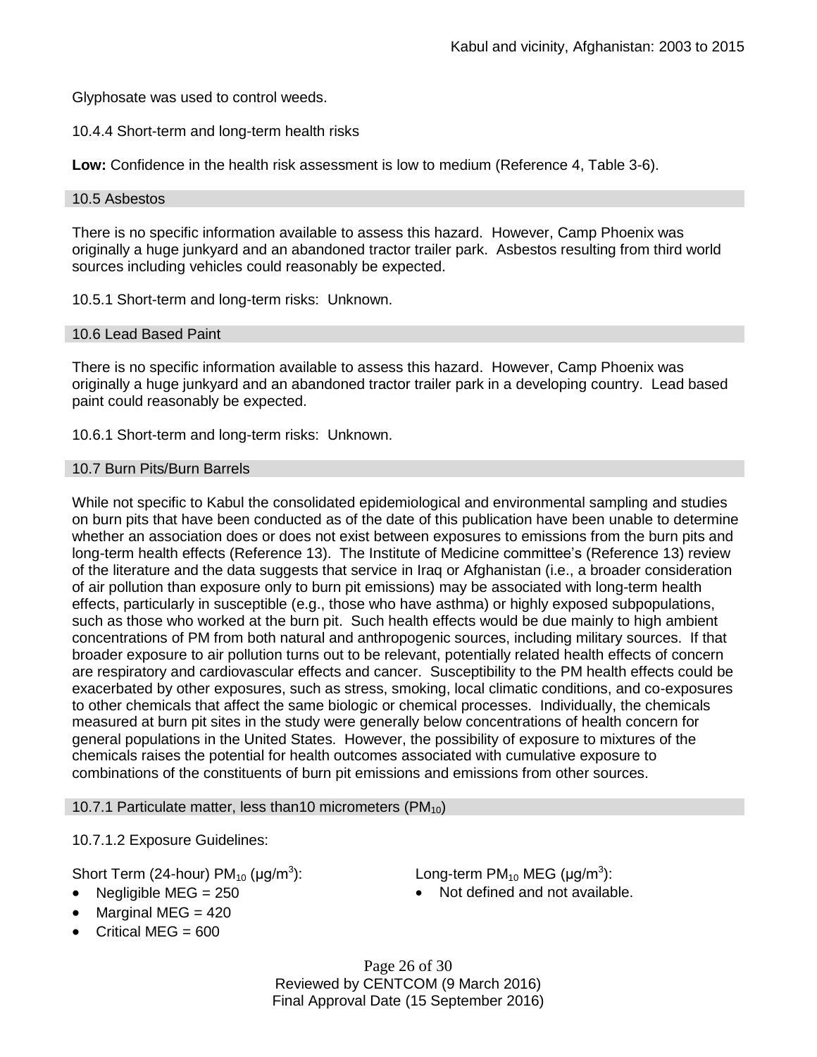Glyphosate was used to control weeds.

10.4.4 Short-term and long-term health risks

**Low:** Confidence in the health risk assessment is low to medium (Reference 4, Table 3-6).

## 10.5 Asbestos

There is no specific information available to assess this hazard. However, Camp Phoenix was originally a huge junkyard and an abandoned tractor trailer park. Asbestos resulting from third world sources including vehicles could reasonably be expected.

10.5.1 Short-term and long-term risks: Unknown.

## 10.6 Lead Based Paint

There is no specific information available to assess this hazard. However, Camp Phoenix was originally a huge junkyard and an abandoned tractor trailer park in a developing country. Lead based paint could reasonably be expected.

10.6.1 Short-term and long-term risks: Unknown.

## 10.7 Burn Pits/Burn Barrels

While not specific to Kabul the consolidated epidemiological and environmental sampling and studies on burn pits that have been conducted as of the date of this publication have been unable to determine whether an association does or does not exist between exposures to emissions from the burn pits and long-term health effects (Reference 13). The Institute of Medicine committee's (Reference 13) review of the literature and the data suggests that service in Iraq or Afghanistan (i.e., a broader consideration of air pollution than exposure only to burn pit emissions) may be associated with long-term health effects, particularly in susceptible (e.g., those who have asthma) or highly exposed subpopulations, such as those who worked at the burn pit. Such health effects would be due mainly to high ambient concentrations of PM from both natural and anthropogenic sources, including military sources. If that broader exposure to air pollution turns out to be relevant, potentially related health effects of concern are respiratory and cardiovascular effects and cancer. Susceptibility to the PM health effects could be exacerbated by other exposures, such as stress, smoking, local climatic conditions, and co-exposures to other chemicals that affect the same biologic or chemical processes. Individually, the chemicals measured at burn pit sites in the study were generally below concentrations of health concern for general populations in the United States. However, the possibility of exposure to mixtures of the chemicals raises the potential for health outcomes associated with cumulative exposure to combinations of the constituents of burn pit emissions and emissions from other sources.

### 10.7.1 Particulate matter, less than10 micrometers ($PM_{10}$)

10.7.1.2 Exposure Guidelines:

Short Term (24-hour) $PM_{10}$ ($\mu g/m^3$):

- Negligible MEG = 250
- Marginal MEG = 420
- Critical MEG = 600

Long-term $PM_{10}$ MEG ($\mu g/m^3$):

- Not defined and not available.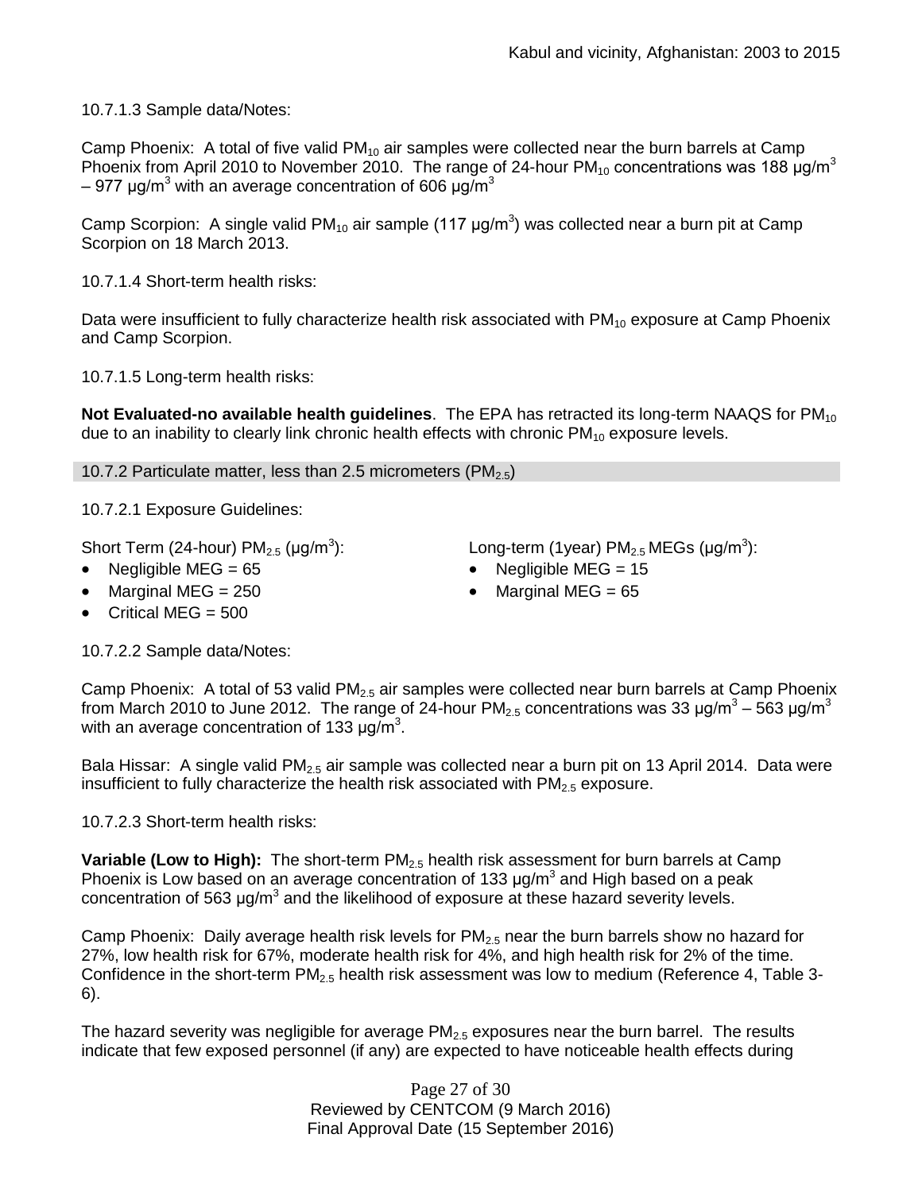10.7.1.3 Sample data/Notes:

Camp Phoenix: A total of five valid $PM_{10}$ air samples were collected near the burn barrels at Camp Phoenix from April 2010 to November 2010. The range of 24-hour $PM_{10}$ concentrations was 188 μg/$m^3$ – 977 μg/$m^3$ with an average concentration of 606 μg/$m^3$

Camp Scorpion: A single valid $PM_{10}$ air sample (117 μg/$m^3$) was collected near a burn pit at Camp Scorpion on 18 March 2013.

10.7.1.4 Short-term health risks:

Data were insufficient to fully characterize health risk associated with $PM_{10}$ exposure at Camp Phoenix and Camp Scorpion.

10.7.1.5 Long-term health risks:

**Not Evaluated-no available health guidelines**. The EPA has retracted its long-term NAAQS for $PM_{10}$ due to an inability to clearly link chronic health effects with chronic $PM_{10}$ exposure levels.

### 10.7.2 Particulate matter, less than 2.5 micrometers ($PM_{2.5}$)

10.7.2.1 Exposure Guidelines:

Short Term (24-hour) $PM_{2.5}$ (μg/$m^3$):

- Negligible MEG = 65
- Marginal MEG = 250
- Critical MEG = 500

Long-term (1year) $PM_{2.5}$ MEGs (μg/$m^3$):

- Negligible MEG = 15
- Marginal MEG = 65

10.7.2.2 Sample data/Notes:

Camp Phoenix: A total of 53 valid $PM_{2.5}$ air samples were collected near burn barrels at Camp Phoenix from March 2010 to June 2012. The range of 24-hour $PM_{2.5}$ concentrations was 33 μg/$m^3$ – 563 μg/$m^3$ with an average concentration of 133 μg/$m^3$.

Bala Hissar: A single valid $PM_{2.5}$ air sample was collected near a burn pit on 13 April 2014. Data were insufficient to fully characterize the health risk associated with $PM_{2.5}$ exposure.

10.7.2.3 Short-term health risks:

**Variable (Low to High):** The short-term $PM_{2.5}$ health risk assessment for burn barrels at Camp Phoenix is Low based on an average concentration of 133 μg/$m^3$ and High based on a peak concentration of 563 μg/$m^3$ and the likelihood of exposure at these hazard severity levels.

Camp Phoenix: Daily average health risk levels for $PM_{2.5}$ near the burn barrels show no hazard for 27%, low health risk for 67%, moderate health risk for 4%, and high health risk for 2% of the time. Confidence in the short-term $PM_{2.5}$ health risk assessment was low to medium (Reference 4, Table 3-6).

The hazard severity was negligible for average $PM_{2.5}$ exposures near the burn barrel. The results indicate that few exposed personnel (if any) are expected to have noticeable health effects during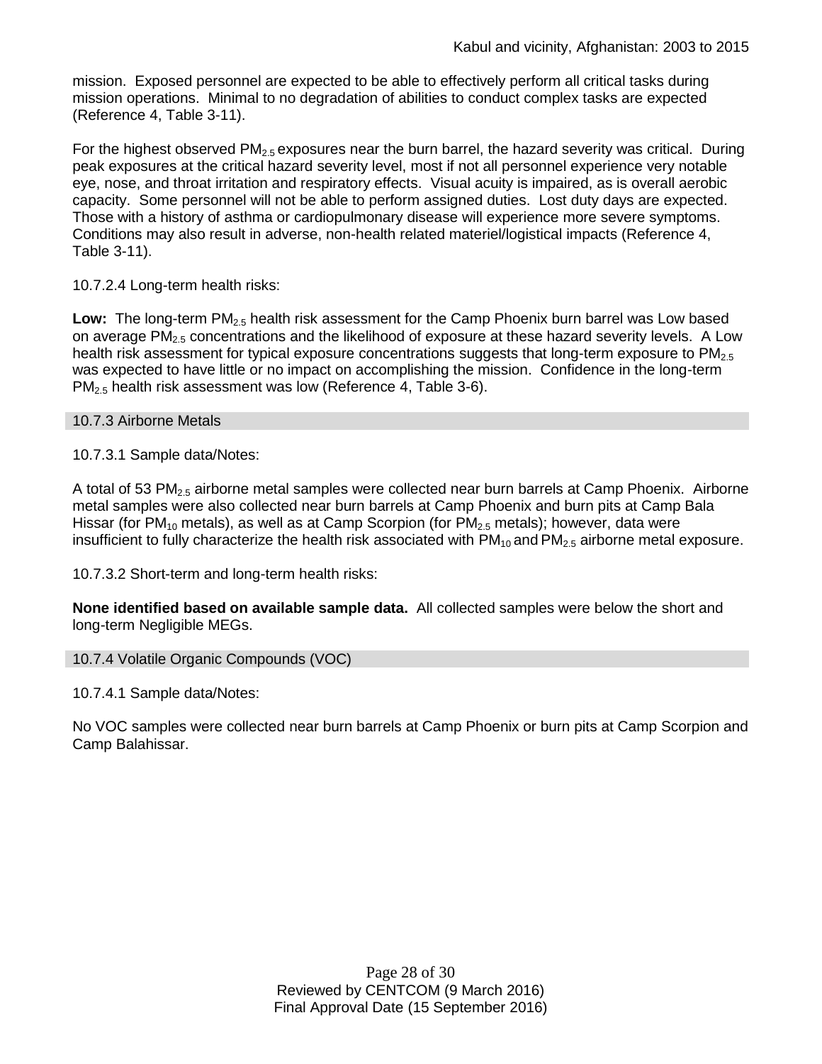mission. Exposed personnel are expected to be able to effectively perform all critical tasks during mission operations. Minimal to no degradation of abilities to conduct complex tasks are expected (Reference 4, Table 3-11).

For the highest observed $PM_{2.5}$ exposures near the burn barrel, the hazard severity was critical. During peak exposures at the critical hazard severity level, most if not all personnel experience very notable eye, nose, and throat irritation and respiratory effects. Visual acuity is impaired, as is overall aerobic capacity. Some personnel will not be able to perform assigned duties. Lost duty days are expected. Those with a history of asthma or cardiopulmonary disease will experience more severe symptoms. Conditions may also result in adverse, non-health related materiel/logistical impacts (Reference 4, Table 3-11).

10.7.2.4 Long-term health risks:

**Low:** The long-term $PM_{2.5}$ health risk assessment for the Camp Phoenix burn barrel was Low based on average $PM_{2.5}$ concentrations and the likelihood of exposure at these hazard severity levels. A Low health risk assessment for typical exposure concentrations suggests that long-term exposure to $PM_{2.5}$ was expected to have little or no impact on accomplishing the mission. Confidence in the long-term $PM_{2.5}$ health risk assessment was low (Reference 4, Table 3-6).

### 10.7.3 Airborne Metals

10.7.3.1 Sample data/Notes:

A total of 53 $PM_{2.5}$ airborne metal samples were collected near burn barrels at Camp Phoenix. Airborne metal samples were also collected near burn barrels at Camp Phoenix and burn pits at Camp Bala Hissar (for $PM_{10}$ metals), as well as at Camp Scorpion (for $PM_{2.5}$ metals); however, data were insufficient to fully characterize the health risk associated with $PM_{10}$ and $PM_{2.5}$ airborne metal exposure.

10.7.3.2 Short-term and long-term health risks:

**None identified based on available sample data.** All collected samples were below the short and long-term Negligible MEGs.

### 10.7.4 Volatile Organic Compounds (VOC)

10.7.4.1 Sample data/Notes:

No VOC samples were collected near burn barrels at Camp Phoenix or burn pits at Camp Scorpion and Camp Balahissar.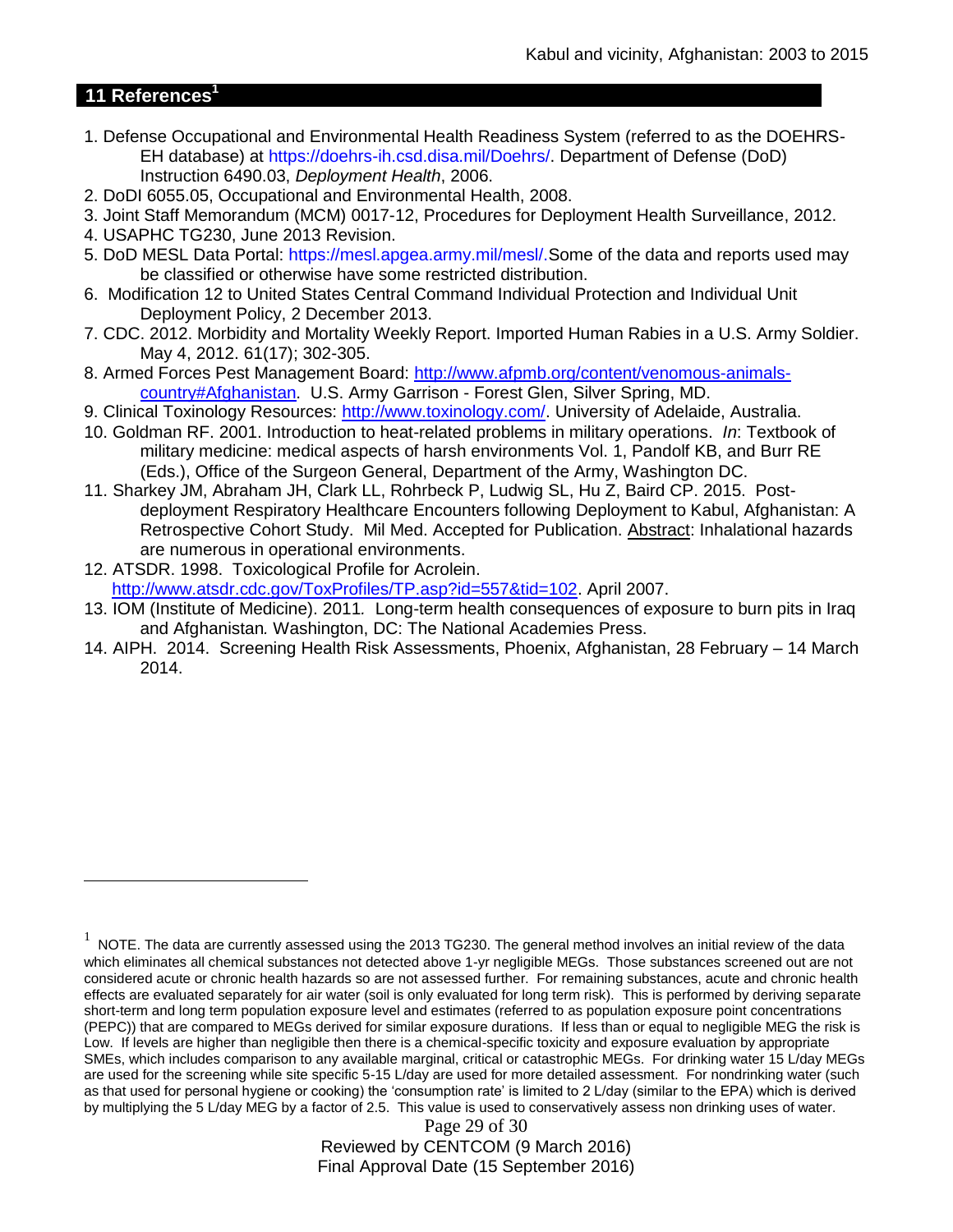## 11 References[1]

1. Defense Occupational and Environmental Health Readiness System (referred to as the DOEHRS-EH database) at https://doehrs-ih.csd.disa.mil/Doehrs/. Department of Defense (DoD) Instruction 6490.03, *Deployment Health*, 2006.
2. DoDI 6055.05, Occupational and Environmental Health, 2008.
3. Joint Staff Memorandum (MCM) 0017-12, Procedures for Deployment Health Surveillance, 2012.
4. USAPHC TG230, June 2013 Revision.
5. DoD MESL Data Portal: https://mesl.apgea.army.mil/mesl/.Some of the data and reports used may be classified or otherwise have some restricted distribution.
6. Modification 12 to United States Central Command Individual Protection and Individual Unit Deployment Policy, 2 December 2013.
7. CDC. 2012. Morbidity and Mortality Weekly Report. Imported Human Rabies in a U.S. Army Soldier. May 4, 2012. 61(17); 302-305.
8. Armed Forces Pest Management Board: http://www.afpmb.org/content/venomous-animals-country#Afghanistan. U.S. Army Garrison - Forest Glen, Silver Spring, MD.
9. Clinical Toxinology Resources: http://www.toxinology.com/. University of Adelaide, Australia.
10. Goldman RF. 2001. Introduction to heat-related problems in military operations. *In*: Textbook of military medicine: medical aspects of harsh environments Vol. 1, Pandolf KB, and Burr RE (Eds.), Office of the Surgeon General, Department of the Army, Washington DC.
11. Sharkey JM, Abraham JH, Clark LL, Rohrbeck P, Ludwig SL, Hu Z, Baird CP. 2015. Post-deployment Respiratory Healthcare Encounters following Deployment to Kabul, Afghanistan: A Retrospective Cohort Study. Mil Med. Accepted for Publication. Abstract: Inhalational hazards are numerous in operational environments.
12. ATSDR. 1998. Toxicological Profile for Acrolein. http://www.atsdr.cdc.gov/ToxProfiles/TP.asp?id=557&tid=102. April 2007.
13. IOM (Institute of Medicine). 2011*.* Long-term health consequences of exposure to burn pits in Iraq and Afghanistan*.* Washington, DC: The National Academies Press.
14. AIPH. 2014. Screening Health Risk Assessments, Phoenix, Afghanistan, 28 February – 14 March 2014.

[1] NOTE. The data are currently assessed using the 2013 TG230. The general method involves an initial review of the data which eliminates all chemical substances not detected above 1-yr negligible MEGs. Those substances screened out are not considered acute or chronic health hazards so are not assessed further. For remaining substances, acute and chronic health effects are evaluated separately for air water (soil is only evaluated for long term risk). This is performed by deriving separate short-term and long term population exposure level and estimates (referred to as population exposure point concentrations (PEPC)) that are compared to MEGs derived for similar exposure durations. If less than or equal to negligible MEG the risk is Low. If levels are higher than negligible then there is a chemical-specific toxicity and exposure evaluation by appropriate SMEs, which includes comparison to any available marginal, critical or catastrophic MEGs. For drinking water 15 L/day MEGs are used for the screening while site specific 5-15 L/day are used for more detailed assessment. For nondrinking water (such as that used for personal hygiene or cooking) the 'consumption rate' is limited to 2 L/day (similar to the EPA) which is derived by multiplying the 5 L/day MEG by a factor of 2.5. This value is used to conservatively assess non drinking uses of water.

Reviewed by CENTCOM (9 March 2016)
Final Approval Date (15 September 2016)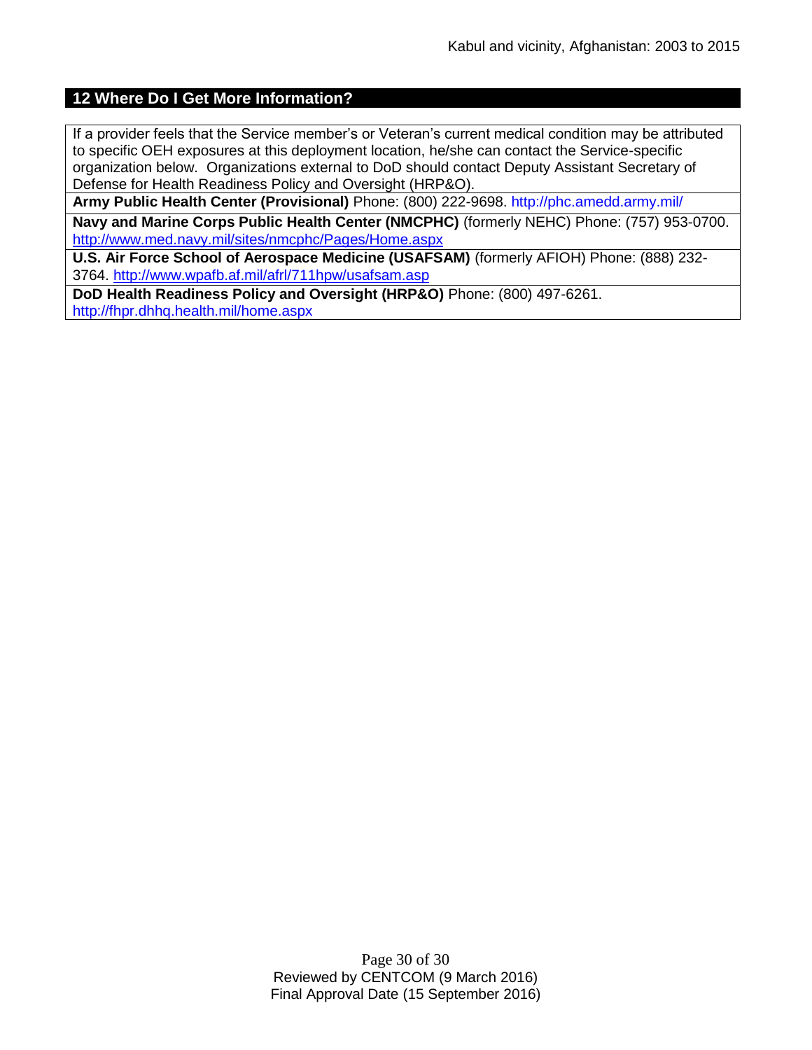## 12 Where Do I Get More Information?

If a provider feels that the Service member's or Veteran's current medical condition may be attributed to specific OEH exposures at this deployment location, he/she can contact the Service-specific organization below. Organizations external to DoD should contact Deputy Assistant Secretary of Defense for Health Readiness Policy and Oversight (HRP&O).

**Army Public Health Center (Provisional)** Phone: (800) 222-9698. http://phc.amedd.army.mil/

**Navy and Marine Corps Public Health Center (NMCPHC)** (formerly NEHC) Phone: (757) 953-0700. http://www.med.navy.mil/sites/nmcphc/Pages/Home.aspx

**U.S. Air Force School of Aerospace Medicine (USAFSAM)** (formerly AFIOH) Phone: (888) 232-3764. http://www.wpafb.af.mil/afrl/711hpw/usafsam.asp

**DoD Health Readiness Policy and Oversight (HRP&O)** Phone: (800) 497-6261. http://fhpr.dhhq.health.mil/home.aspx

Reviewed by CENTCOM (9 March 2016)
Final Approval Date (15 September 2016)